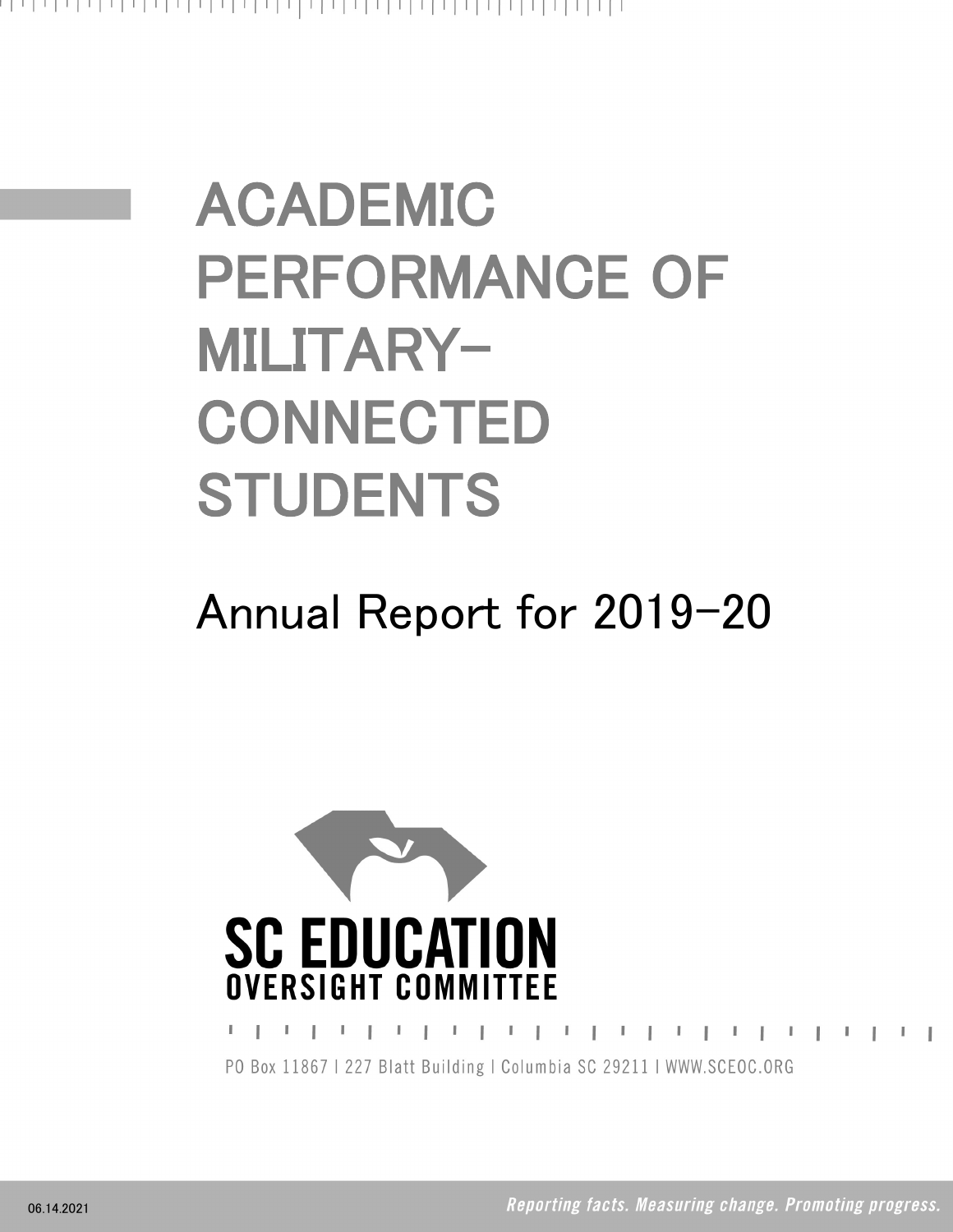# ACADEMIC PERFORMANCE OF MILITARY-CONNECTED STUDENTS

## Annual Report for 2019-20

**SC EDUCATION**
**OVERSIGHT COMMITTEE**

PO Box 11867 | 227 Blatt Building | Columbia SC 29211 | WWW.SCEOC.ORG

06.14.2021

*Reporting facts. Measuring change. Promoting progress.*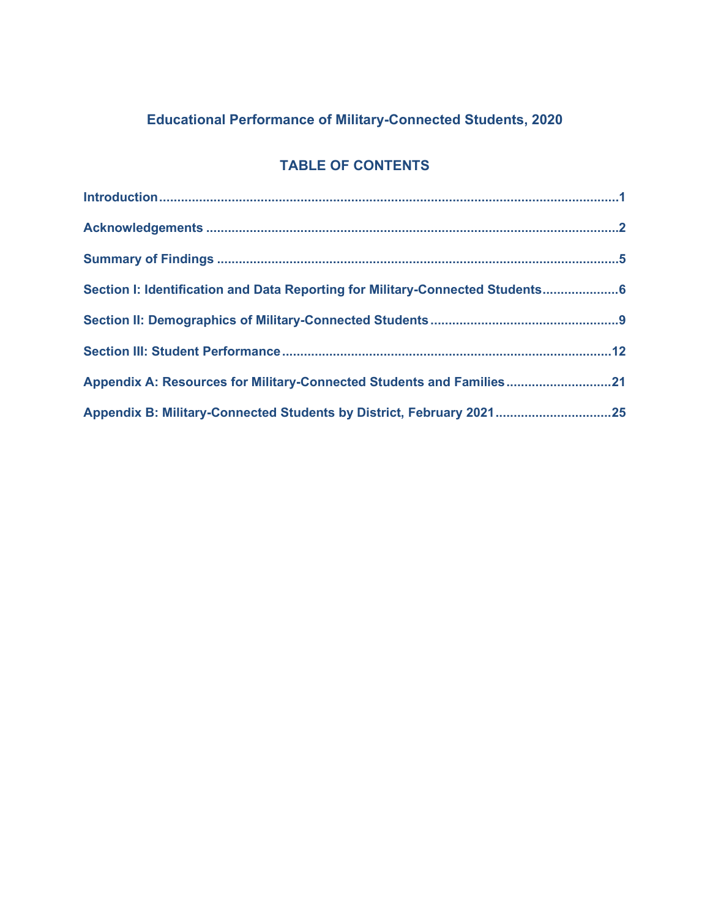# Educational Performance of Military-Connected Students, 2020

## TABLE OF CONTENTS

**Introduction** .......................................................................................................... **1**

**Acknowledgements** .................................................................................................. **2**

**Summary of Findings** ............................................................................................. **5**

**Section I: Identification and Data Reporting for Military-Connected Students** ..................... **6**

**Section II: Demographics of Military-Connected Students** .................................................. **9**

**Section III: Student Performance** ........................................................................... **12**

**Appendix A: Resources for Military-Connected Students and Families** ............................. **21**

**Appendix B: Military-Connected Students by District, February 2021** ............................... **25**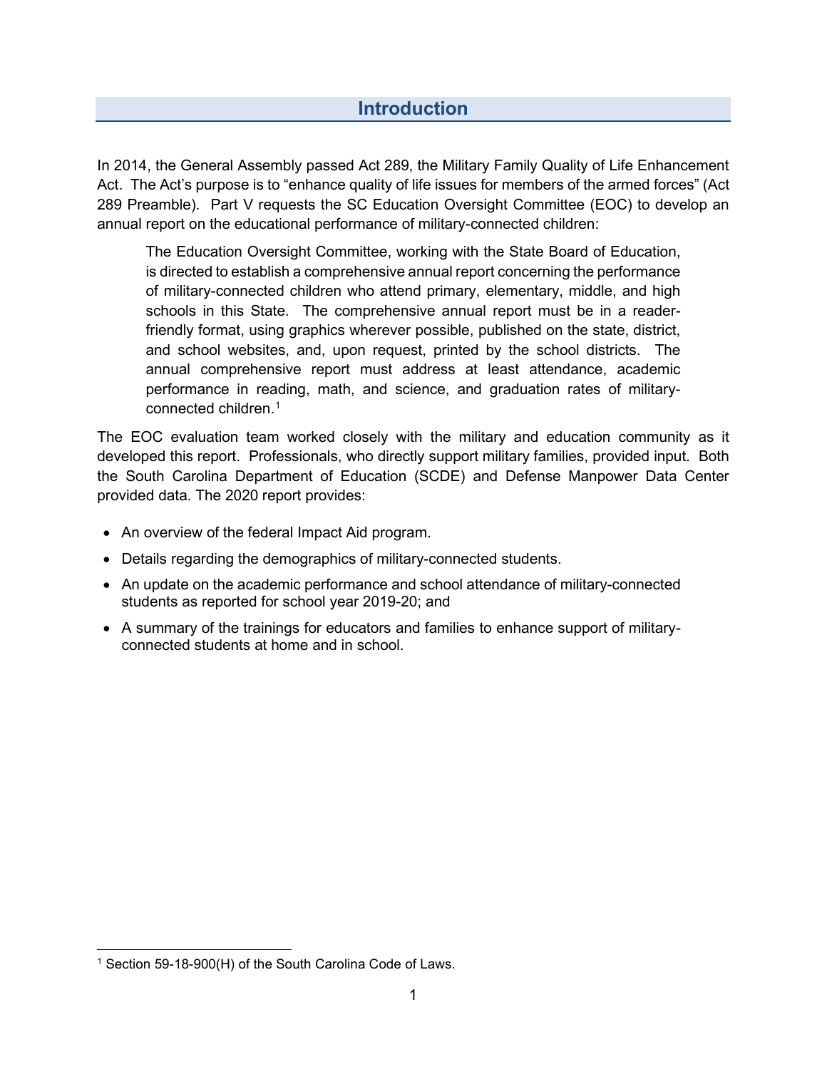# Introduction

In 2014, the General Assembly passed Act 289, the Military Family Quality of Life Enhancement Act. The Act's purpose is to "enhance quality of life issues for members of the armed forces" (Act 289 Preamble). Part V requests the SC Education Oversight Committee (EOC) to develop an annual report on the educational performance of military-connected children:

> The Education Oversight Committee, working with the State Board of Education, is directed to establish a comprehensive annual report concerning the performance of military-connected children who attend primary, elementary, middle, and high schools in this State. The comprehensive annual report must be in a reader-friendly format, using graphics wherever possible, published on the state, district, and school websites, and, upon request, printed by the school districts. The annual comprehensive report must address at least attendance, academic performance in reading, math, and science, and graduation rates of military-connected children.[1]

The EOC evaluation team worked closely with the military and education community as it developed this report. Professionals, who directly support military families, provided input. Both the South Carolina Department of Education (SCDE) and Defense Manpower Data Center provided data. The 2020 report provides:

- An overview of the federal Impact Aid program.
- Details regarding the demographics of military-connected students.
- An update on the academic performance and school attendance of military-connected students as reported for school year 2019-20; and
- A summary of the trainings for educators and families to enhance support of military-connected students at home and in school.

[1] Section 59-18-900(H) of the South Carolina Code of Laws.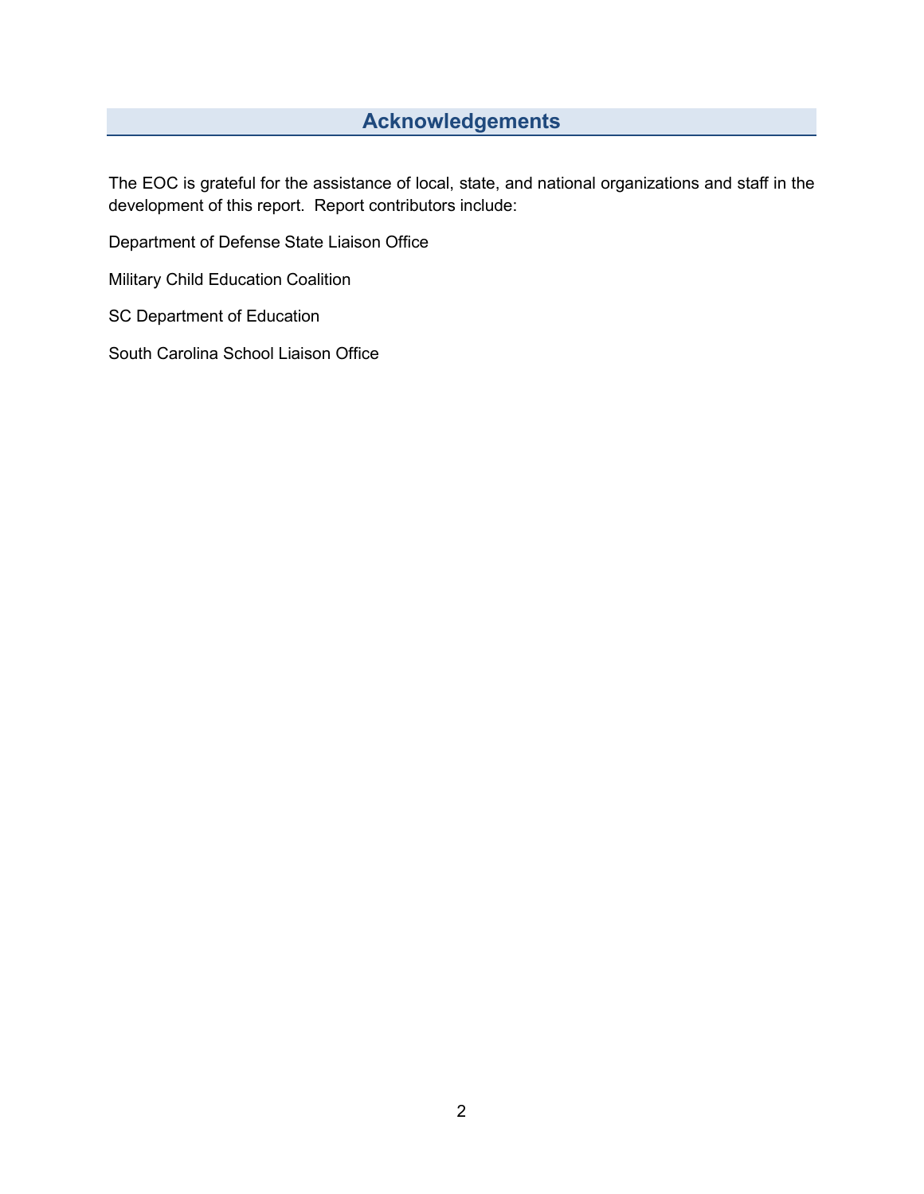## Acknowledgements

The EOC is grateful for the assistance of local, state, and national organizations and staff in the development of this report. Report contributors include:

Department of Defense State Liaison Office

Military Child Education Coalition

SC Department of Education

South Carolina School Liaison Office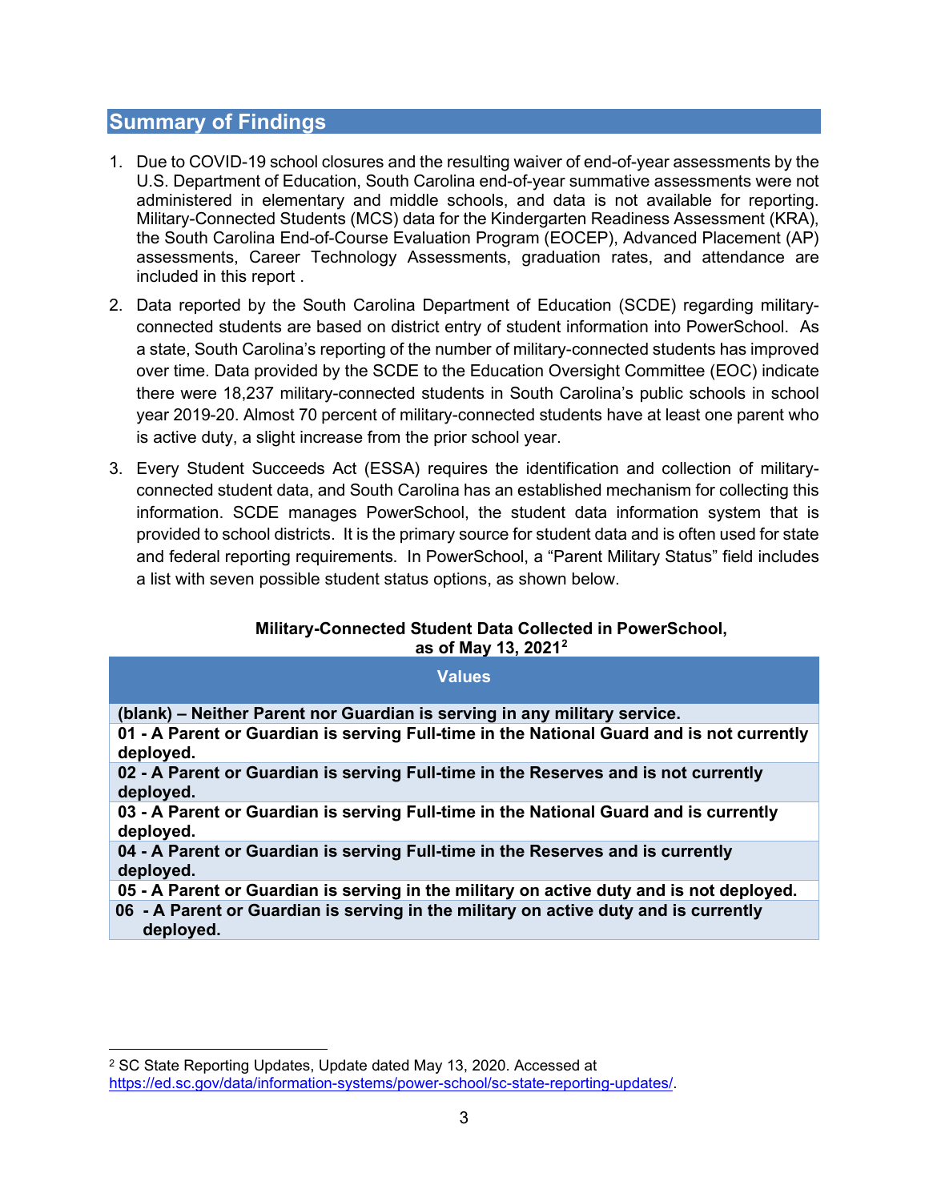## Summary of Findings

1. Due to COVID-19 school closures and the resulting waiver of end-of-year assessments by the U.S. Department of Education, South Carolina end-of-year summative assessments were not administered in elementary and middle schools, and data is not available for reporting. Military-Connected Students (MCS) data for the Kindergarten Readiness Assessment (KRA), the South Carolina End-of-Course Evaluation Program (EOCEP), Advanced Placement (AP) assessments, Career Technology Assessments, graduation rates, and attendance are included in this report .

2. Data reported by the South Carolina Department of Education (SCDE) regarding military-connected students are based on district entry of student information into PowerSchool. As a state, South Carolina's reporting of the number of military-connected students has improved over time. Data provided by the SCDE to the Education Oversight Committee (EOC) indicate there were 18,237 military-connected students in South Carolina's public schools in school year 2019-20. Almost 70 percent of military-connected students have at least one parent who is active duty, a slight increase from the prior school year.

3. Every Student Succeeds Act (ESSA) requires the identification and collection of military-connected student data, and South Carolina has an established mechanism for collecting this information. SCDE manages PowerSchool, the student data information system that is provided to school districts. It is the primary source for student data and is often used for state and federal reporting requirements. In PowerSchool, a "Parent Military Status" field includes a list with seven possible student status options, as shown below.

**Military-Connected Student Data Collected in PowerSchool, as of May 13, 2021[2]**

| Values |
|---|
| **(blank) – Neither Parent nor Guardian is serving in any military service.** |
| **01 - A Parent or Guardian is serving Full-time in the National Guard and is not currently deployed.** |
| **02 - A Parent or Guardian is serving Full-time in the Reserves and is not currently deployed.** |
| **03 - A Parent or Guardian is serving Full-time in the National Guard and is currently deployed.** |
| **04 - A Parent or Guardian is serving Full-time in the Reserves and is currently deployed.** |
| **05 - A Parent or Guardian is serving in the military on active duty and is not deployed.** |
| **06 - A Parent or Guardian is serving in the military on active duty and is currently deployed.** |

[2] SC State Reporting Updates, Update dated May 13, 2020. Accessed at https://ed.sc.gov/data/information-systems/power-school/sc-state-reporting-updates/.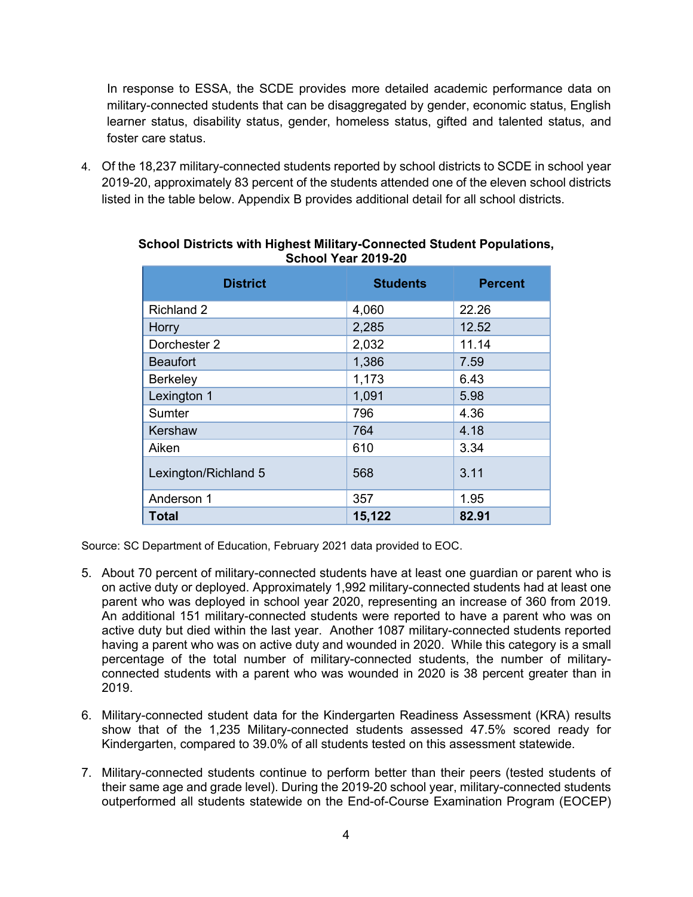In response to ESSA, the SCDE provides more detailed academic performance data on military-connected students that can be disaggregated by gender, economic status, English learner status, disability status, gender, homeless status, gifted and talented status, and foster care status.

4. Of the 18,237 military-connected students reported by school districts to SCDE in school year 2019-20, approximately 83 percent of the students attended one of the eleven school districts listed in the table below. Appendix B provides additional detail for all school districts.

**School Districts with Highest Military-Connected Student Populations, School Year 2019-20**

| District | Students | Percent |
|---|---|---|
| Richland 2 | 4,060 | 22.26 |
| Horry | 2,285 | 12.52 |
| Dorchester 2 | 2,032 | 11.14 |
| Beaufort | 1,386 | 7.59 |
| Berkeley | 1,173 | 6.43 |
| Lexington 1 | 1,091 | 5.98 |
| Sumter | 796 | 4.36 |
| Kershaw | 764 | 4.18 |
| Aiken | 610 | 3.34 |
| Lexington/Richland 5 | 568 | 3.11 |
| Anderson 1 | 357 | 1.95 |
| **Total** | **15,122** | **82.91** |

Source: SC Department of Education, February 2021 data provided to EOC.

5. About 70 percent of military-connected students have at least one guardian or parent who is on active duty or deployed. Approximately 1,992 military-connected students had at least one parent who was deployed in school year 2020, representing an increase of 360 from 2019. An additional 151 military-connected students were reported to have a parent who was on active duty but died within the last year. Another 1087 military-connected students reported having a parent who was on active duty and wounded in 2020. While this category is a small percentage of the total number of military-connected students, the number of military-connected students with a parent who was wounded in 2020 is 38 percent greater than in 2019.

6. Military-connected student data for the Kindergarten Readiness Assessment (KRA) results show that of the 1,235 Military-connected students assessed 47.5% scored ready for Kindergarten, compared to 39.0% of all students tested on this assessment statewide.

7. Military-connected students continue to perform better than their peers (tested students of their same age and grade level). During the 2019-20 school year, military-connected students outperformed all students statewide on the End-of-Course Examination Program (EOCEP)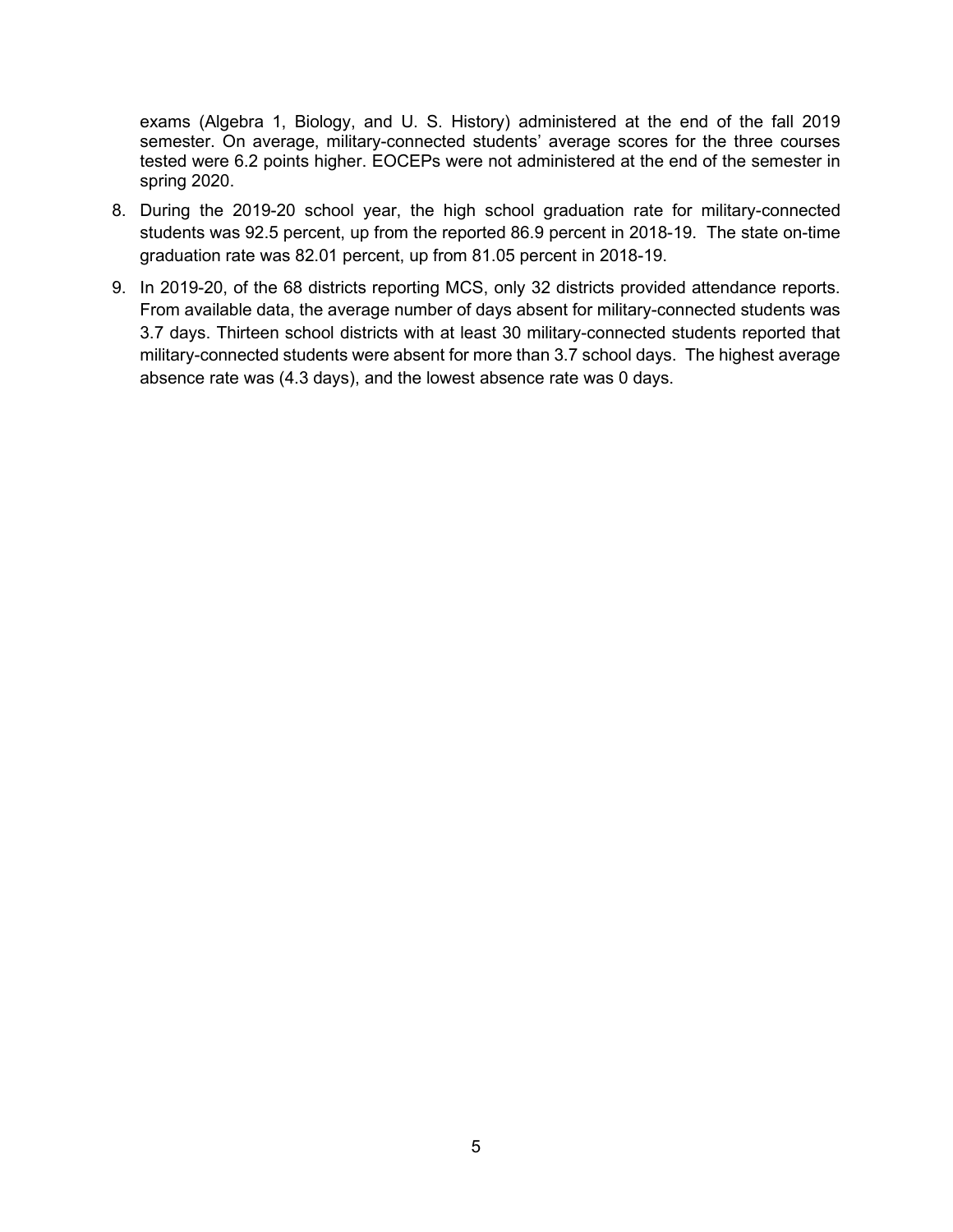exams (Algebra 1, Biology, and U. S. History) administered at the end of the fall 2019 semester. On average, military-connected students' average scores for the three courses tested were 6.2 points higher. EOCEPs were not administered at the end of the semester in spring 2020.

8. During the 2019-20 school year, the high school graduation rate for military-connected students was 92.5 percent, up from the reported 86.9 percent in 2018-19. The state on-time graduation rate was 82.01 percent, up from 81.05 percent in 2018-19.

9. In 2019-20, of the 68 districts reporting MCS, only 32 districts provided attendance reports. From available data, the average number of days absent for military-connected students was 3.7 days. Thirteen school districts with at least 30 military-connected students reported that military-connected students were absent for more than 3.7 school days. The highest average absence rate was (4.3 days), and the lowest absence rate was 0 days.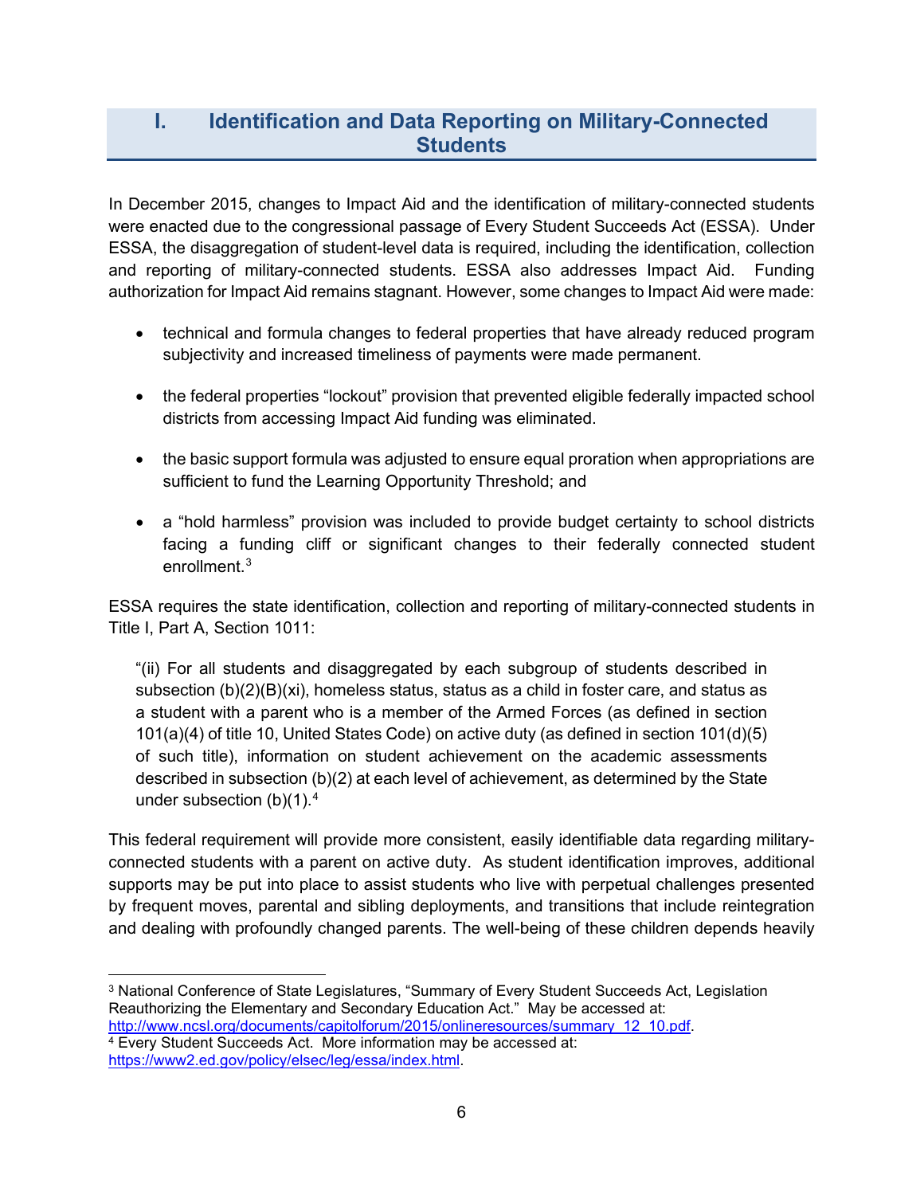# I. Identification and Data Reporting on Military-Connected Students

In December 2015, changes to Impact Aid and the identification of military-connected students were enacted due to the congressional passage of Every Student Succeeds Act (ESSA). Under ESSA, the disaggregation of student-level data is required, including the identification, collection and reporting of military-connected students. ESSA also addresses Impact Aid. Funding authorization for Impact Aid remains stagnant. However, some changes to Impact Aid were made:

- technical and formula changes to federal properties that have already reduced program subjectivity and increased timeliness of payments were made permanent.
- the federal properties "lockout" provision that prevented eligible federally impacted school districts from accessing Impact Aid funding was eliminated.
- the basic support formula was adjusted to ensure equal proration when appropriations are sufficient to fund the Learning Opportunity Threshold; and
- a "hold harmless" provision was included to provide budget certainty to school districts facing a funding cliff or significant changes to their federally connected student enrollment.[3]

ESSA requires the state identification, collection and reporting of military-connected students in Title I, Part A, Section 1011:

> "(ii) For all students and disaggregated by each subgroup of students described in subsection (b)(2)(B)(xi), homeless status, status as a child in foster care, and status as a student with a parent who is a member of the Armed Forces (as defined in section 101(a)(4) of title 10, United States Code) on active duty (as defined in section 101(d)(5) of such title), information on student achievement on the academic assessments described in subsection (b)(2) at each level of achievement, as determined by the State under subsection (b)(1).[4]

This federal requirement will provide more consistent, easily identifiable data regarding military-connected students with a parent on active duty. As student identification improves, additional supports may be put into place to assist students who live with perpetual challenges presented by frequent moves, parental and sibling deployments, and transitions that include reintegration and dealing with profoundly changed parents. The well-being of these children depends heavily

---

[3] National Conference of State Legislatures, "Summary of Every Student Succeeds Act, Legislation Reauthorizing the Elementary and Secondary Education Act." May be accessed at: http://www.ncsl.org/documents/capitolforum/2015/onlineresources/summary_12_10.pdf.

[4] Every Student Succeeds Act. More information may be accessed at: https://www2.ed.gov/policy/elsec/leg/essa/index.html.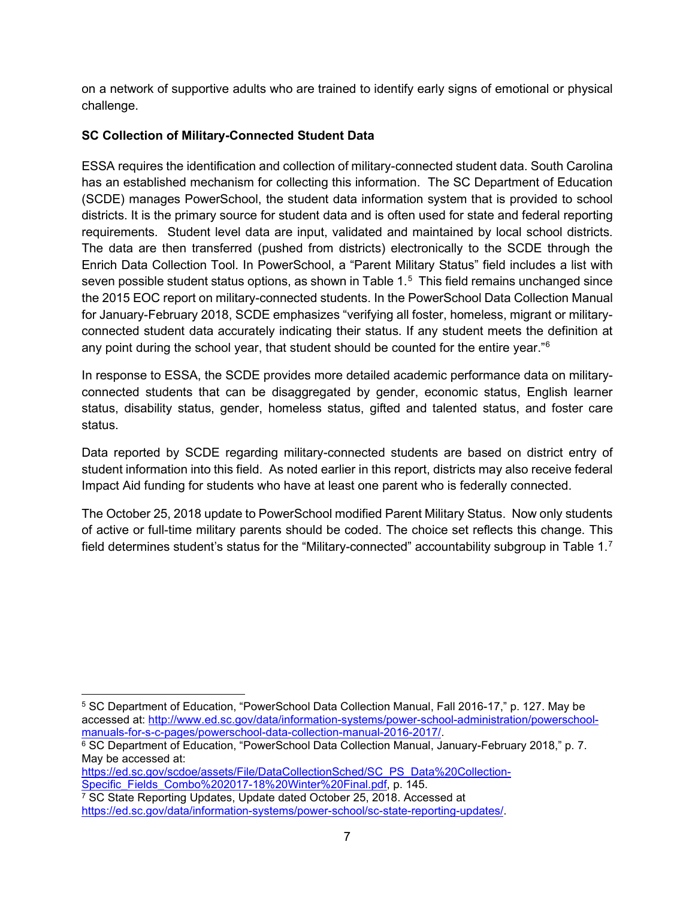on a network of supportive adults who are trained to identify early signs of emotional or physical challenge.

**SC Collection of Military-Connected Student Data**

ESSA requires the identification and collection of military-connected student data. South Carolina has an established mechanism for collecting this information. The SC Department of Education (SCDE) manages PowerSchool, the student data information system that is provided to school districts. It is the primary source for student data and is often used for state and federal reporting requirements. Student level data are input, validated and maintained by local school districts. The data are then transferred (pushed from districts) electronically to the SCDE through the Enrich Data Collection Tool. In PowerSchool, a "Parent Military Status" field includes a list with seven possible student status options, as shown in Table 1.[5] This field remains unchanged since the 2015 EOC report on military-connected students. In the PowerSchool Data Collection Manual for January-February 2018, SCDE emphasizes "verifying all foster, homeless, migrant or military-connected student data accurately indicating their status. If any student meets the definition at any point during the school year, that student should be counted for the entire year."[6]

In response to ESSA, the SCDE provides more detailed academic performance data on military-connected students that can be disaggregated by gender, economic status, English learner status, disability status, gender, homeless status, gifted and talented status, and foster care status.

Data reported by SCDE regarding military-connected students are based on district entry of student information into this field. As noted earlier in this report, districts may also receive federal Impact Aid funding for students who have at least one parent who is federally connected.

The October 25, 2018 update to PowerSchool modified Parent Military Status. Now only students of active or full-time military parents should be coded. The choice set reflects this change. This field determines student's status for the "Military-connected" accountability subgroup in Table 1.[7]

---

[5] SC Department of Education, "PowerSchool Data Collection Manual, Fall 2016-17," p. 127. May be accessed at: http://www.ed.sc.gov/data/information-systems/power-school-administration/powerschool-manuals-for-s-c-pages/powerschool-data-collection-manual-2016-2017/.

[6] SC Department of Education, "PowerSchool Data Collection Manual, January-February 2018," p. 7. May be accessed at: https://ed.sc.gov/scdoe/assets/File/DataCollectionSched/SC_PS_Data%20Collection-Specific_Fields_Combo%202017-18%20Winter%20Final.pdf, p. 145.

[7] SC State Reporting Updates, Update dated October 25, 2018. Accessed at https://ed.sc.gov/data/information-systems/power-school/sc-state-reporting-updates/.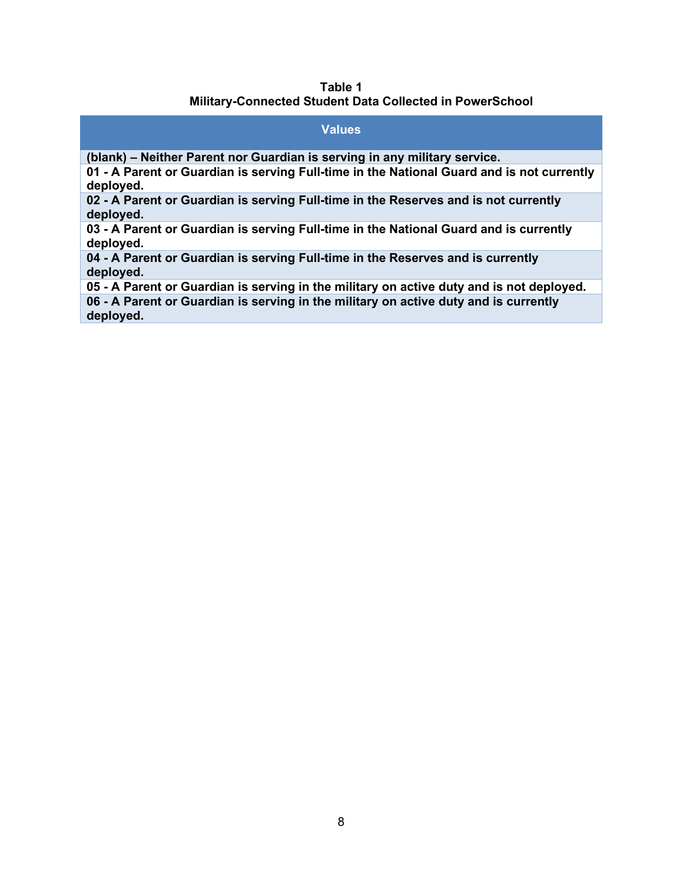**Table 1**
**Military-Connected Student Data Collected in PowerSchool**

| Values |
|---|
| **(blank) – Neither Parent nor Guardian is serving in any military service.** |
| **01 - A Parent or Guardian is serving Full-time in the National Guard and is not currently deployed.** |
| **02 - A Parent or Guardian is serving Full-time in the Reserves and is not currently deployed.** |
| **03 - A Parent or Guardian is serving Full-time in the National Guard and is currently deployed.** |
| **04 - A Parent or Guardian is serving Full-time in the Reserves and is currently deployed.** |
| **05 - A Parent or Guardian is serving in the military on active duty and is not deployed.** |
| **06 - A Parent or Guardian is serving in the military on active duty and is currently deployed.** |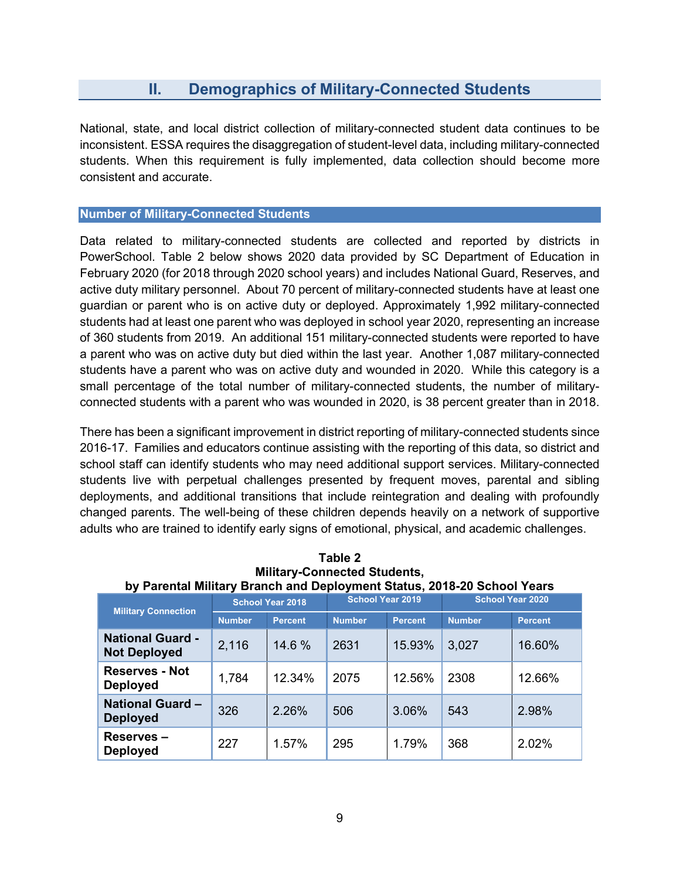## II. Demographics of Military-Connected Students

National, state, and local district collection of military-connected student data continues to be inconsistent. ESSA requires the disaggregation of student-level data, including military-connected students. When this requirement is fully implemented, data collection should become more consistent and accurate.

### Number of Military-Connected Students

Data related to military-connected students are collected and reported by districts in PowerSchool. Table 2 below shows 2020 data provided by SC Department of Education in February 2020 (for 2018 through 2020 school years) and includes National Guard, Reserves, and active duty military personnel. About 70 percent of military-connected students have at least one guardian or parent who is on active duty or deployed. Approximately 1,992 military-connected students had at least one parent who was deployed in school year 2020, representing an increase of 360 students from 2019. An additional 151 military-connected students were reported to have a parent who was on active duty but died within the last year. Another 1,087 military-connected students have a parent who was on active duty and wounded in 2020. While this category is a small percentage of the total number of military-connected students, the number of military-connected students with a parent who was wounded in 2020, is 38 percent greater than in 2018.

There has been a significant improvement in district reporting of military-connected students since 2016-17. Families and educators continue assisting with the reporting of this data, so district and school staff can identify students who may need additional support services. Military-connected students live with perpetual challenges presented by frequent moves, parental and sibling deployments, and additional transitions that include reintegration and dealing with profoundly changed parents. The well-being of these children depends heavily on a network of supportive adults who are trained to identify early signs of emotional, physical, and academic challenges.

**Table 2**
**Military-Connected Students,**
**by Parental Military Branch and Deployment Status, 2018-20 School Years**

| Military Connection | School Year 2018 | | School Year 2019 | | School Year 2020 | |
|---|---|---|---|---|---|---|
| | Number | Percent | Number | Percent | Number | Percent |
| **National Guard - Not Deployed** | 2,116 | 14.6 % | 2631 | 15.93% | 3,027 | 16.60% |
| **Reserves - Not Deployed** | 1,784 | 12.34% | 2075 | 12.56% | 2308 | 12.66% |
| **National Guard – Deployed** | 326 | 2.26% | 506 | 3.06% | 543 | 2.98% |
| **Reserves – Deployed** | 227 | 1.57% | 295 | 1.79% | 368 | 2.02% |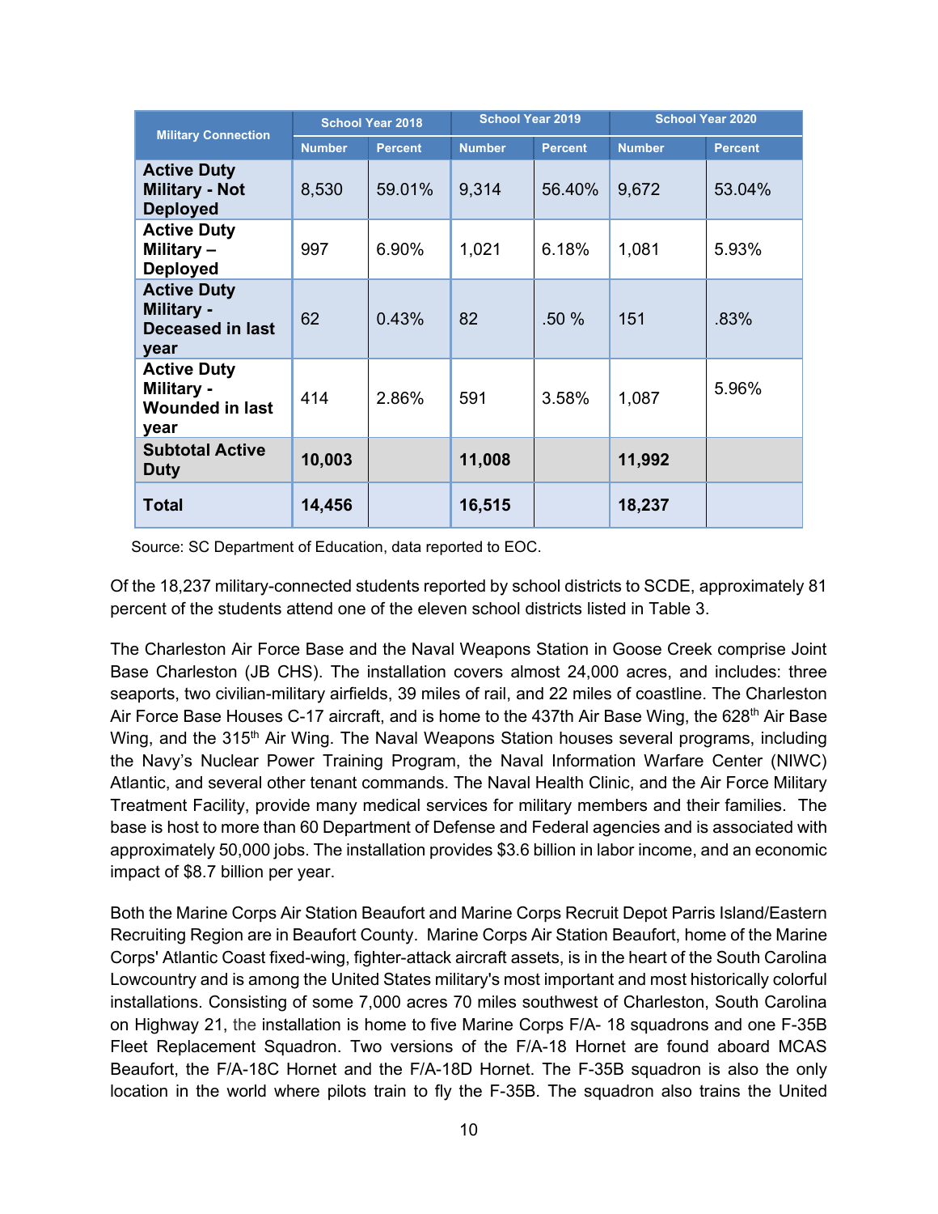| Military Connection | School Year 2018 | | School Year 2019 | | School Year 2020 | |
|---|---|---|---|---|---|---|
| | Number | Percent | Number | Percent | Number | Percent |
| **Active Duty Military - Not Deployed** | 8,530 | 59.01% | 9,314 | 56.40% | 9,672 | 53.04% |
| **Active Duty Military – Deployed** | 997 | 6.90% | 1,021 | 6.18% | 1,081 | 5.93% |
| **Active Duty Military - Deceased in last year** | 62 | 0.43% | 82 | .50 % | 151 | .83% |
| **Active Duty Military - Wounded in last year** | 414 | 2.86% | 591 | 3.58% | 1,087 | 5.96% |
| **Subtotal Active Duty** | **10,003** | | **11,008** | | **11,992** | |
| **Total** | **14,456** | | **16,515** | | **18,237** | |

Source: SC Department of Education, data reported to EOC.

Of the 18,237 military-connected students reported by school districts to SCDE, approximately 81 percent of the students attend one of the eleven school districts listed in Table 3.

The Charleston Air Force Base and the Naval Weapons Station in Goose Creek comprise Joint Base Charleston (JB CHS). The installation covers almost 24,000 acres, and includes: three seaports, two civilian-military airfields, 39 miles of rail, and 22 miles of coastline. The Charleston Air Force Base Houses C-17 aircraft, and is home to the 437th Air Base Wing, the 628th Air Base Wing, and the 315th Air Wing. The Naval Weapons Station houses several programs, including the Navy's Nuclear Power Training Program, the Naval Information Warfare Center (NIWC) Atlantic, and several other tenant commands. The Naval Health Clinic, and the Air Force Military Treatment Facility, provide many medical services for military members and their families. The base is host to more than 60 Department of Defense and Federal agencies and is associated with approximately 50,000 jobs. The installation provides $3.6 billion in labor income, and an economic impact of $8.7 billion per year.

Both the Marine Corps Air Station Beaufort and Marine Corps Recruit Depot Parris Island/Eastern Recruiting Region are in Beaufort County. Marine Corps Air Station Beaufort, home of the Marine Corps' Atlantic Coast fixed-wing, fighter-attack aircraft assets, is in the heart of the South Carolina Lowcountry and is among the United States military's most important and most historically colorful installations. Consisting of some 7,000 acres 70 miles southwest of Charleston, South Carolina on Highway 21, the installation is home to five Marine Corps F/A- 18 squadrons and one F-35B Fleet Replacement Squadron. Two versions of the F/A-18 Hornet are found aboard MCAS Beaufort, the F/A-18C Hornet and the F/A-18D Hornet. The F-35B squadron is also the only location in the world where pilots train to fly the F-35B. The squadron also trains the United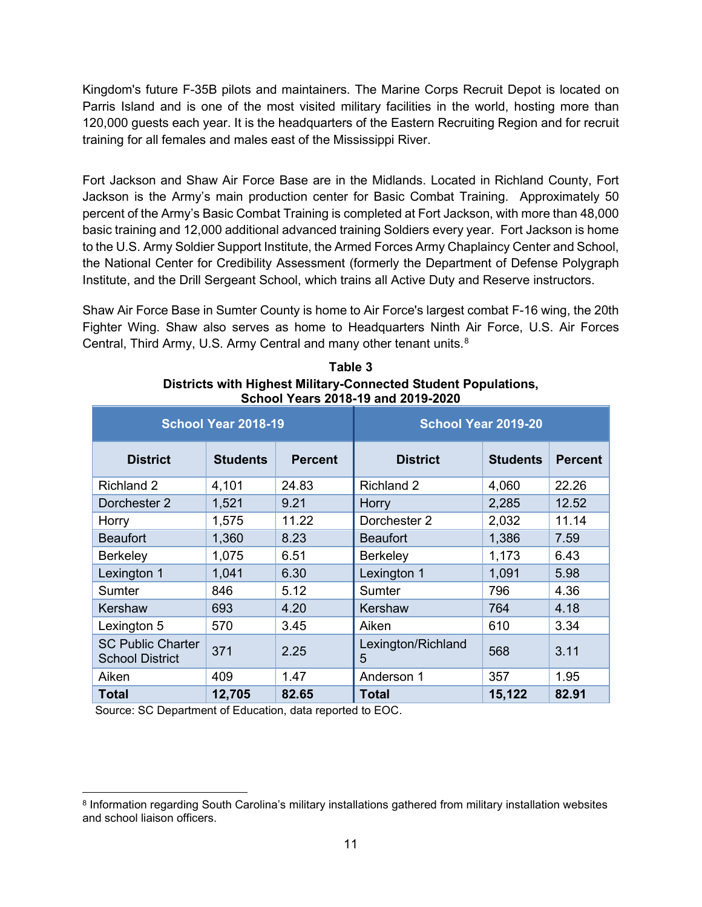Kingdom's future F-35B pilots and maintainers. The Marine Corps Recruit Depot is located on Parris Island and is one of the most visited military facilities in the world, hosting more than 120,000 guests each year. It is the headquarters of the Eastern Recruiting Region and for recruit training for all females and males east of the Mississippi River.

Fort Jackson and Shaw Air Force Base are in the Midlands. Located in Richland County, Fort Jackson is the Army's main production center for Basic Combat Training. Approximately 50 percent of the Army's Basic Combat Training is completed at Fort Jackson, with more than 48,000 basic training and 12,000 additional advanced training Soldiers every year. Fort Jackson is home to the U.S. Army Soldier Support Institute, the Armed Forces Army Chaplaincy Center and School, the National Center for Credibility Assessment (formerly the Department of Defense Polygraph Institute, and the Drill Sergeant School, which trains all Active Duty and Reserve instructors.

Shaw Air Force Base in Sumter County is home to Air Force's largest combat F-16 wing, the 20th Fighter Wing. Shaw also serves as home to Headquarters Ninth Air Force, U.S. Air Forces Central, Third Army, U.S. Army Central and many other tenant units.[8]

**Table 3**
**Districts with Highest Military-Connected Student Populations, School Years 2018-19 and 2019-2020**

| School Year 2018-19 | | | School Year 2019-20 | | |
|---|---|---|---|---|---|
| **District** | **Students** | **Percent** | **District** | **Students** | **Percent** |
| Richland 2 | 4,101 | 24.83 | Richland 2 | 4,060 | 22.26 |
| Dorchester 2 | 1,521 | 9.21 | Horry | 2,285 | 12.52 |
| Horry | 1,575 | 11.22 | Dorchester 2 | 2,032 | 11.14 |
| Beaufort | 1,360 | 8.23 | Beaufort | 1,386 | 7.59 |
| Berkeley | 1,075 | 6.51 | Berkeley | 1,173 | 6.43 |
| Lexington 1 | 1,041 | 6.30 | Lexington 1 | 1,091 | 5.98 |
| Sumter | 846 | 5.12 | Sumter | 796 | 4.36 |
| Kershaw | 693 | 4.20 | Kershaw | 764 | 4.18 |
| Lexington 5 | 570 | 3.45 | Aiken | 610 | 3.34 |
| SC Public Charter School District | 371 | 2.25 | Lexington/Richland 5 | 568 | 3.11 |
| Aiken | 409 | 1.47 | Anderson 1 | 357 | 1.95 |
| **Total** | **12,705** | **82.65** | **Total** | **15,122** | **82.91** |

Source: SC Department of Education, data reported to EOC.

[8] Information regarding South Carolina's military installations gathered from military installation websites and school liaison officers.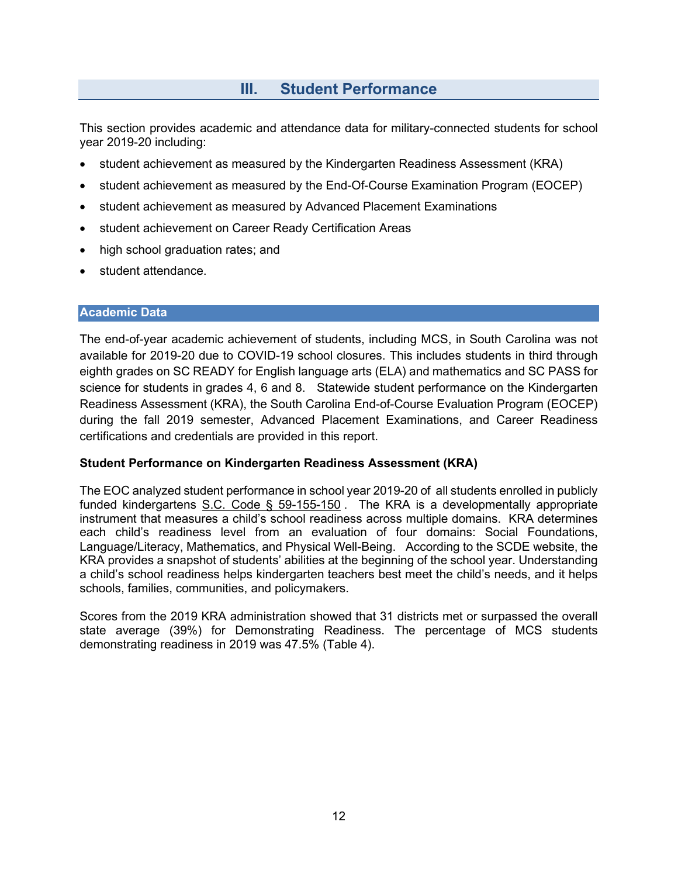## III. Student Performance

This section provides academic and attendance data for military-connected students for school year 2019-20 including:

- student achievement as measured by the Kindergarten Readiness Assessment (KRA)
- student achievement as measured by the End-Of-Course Examination Program (EOCEP)
- student achievement as measured by Advanced Placement Examinations
- student achievement on Career Ready Certification Areas
- high school graduation rates; and
- student attendance.

### Academic Data

The end-of-year academic achievement of students, including MCS, in South Carolina was not available for 2019-20 due to COVID-19 school closures. This includes students in third through eighth grades on SC READY for English language arts (ELA) and mathematics and SC PASS for science for students in grades 4, 6 and 8. Statewide student performance on the Kindergarten Readiness Assessment (KRA), the South Carolina End-of-Course Evaluation Program (EOCEP) during the fall 2019 semester, Advanced Placement Examinations, and Career Readiness certifications and credentials are provided in this report.

**Student Performance on Kindergarten Readiness Assessment (KRA)**

The EOC analyzed student performance in school year 2019-20 of all students enrolled in publicly funded kindergartens S.C. Code § 59-155-150 . The KRA is a developmentally appropriate instrument that measures a child's school readiness across multiple domains. KRA determines each child's readiness level from an evaluation of four domains: Social Foundations, Language/Literacy, Mathematics, and Physical Well-Being. According to the SCDE website, the KRA provides a snapshot of students' abilities at the beginning of the school year. Understanding a child's school readiness helps kindergarten teachers best meet the child's needs, and it helps schools, families, communities, and policymakers.

Scores from the 2019 KRA administration showed that 31 districts met or surpassed the overall state average (39%) for Demonstrating Readiness. The percentage of MCS students demonstrating readiness in 2019 was 47.5% (Table 4).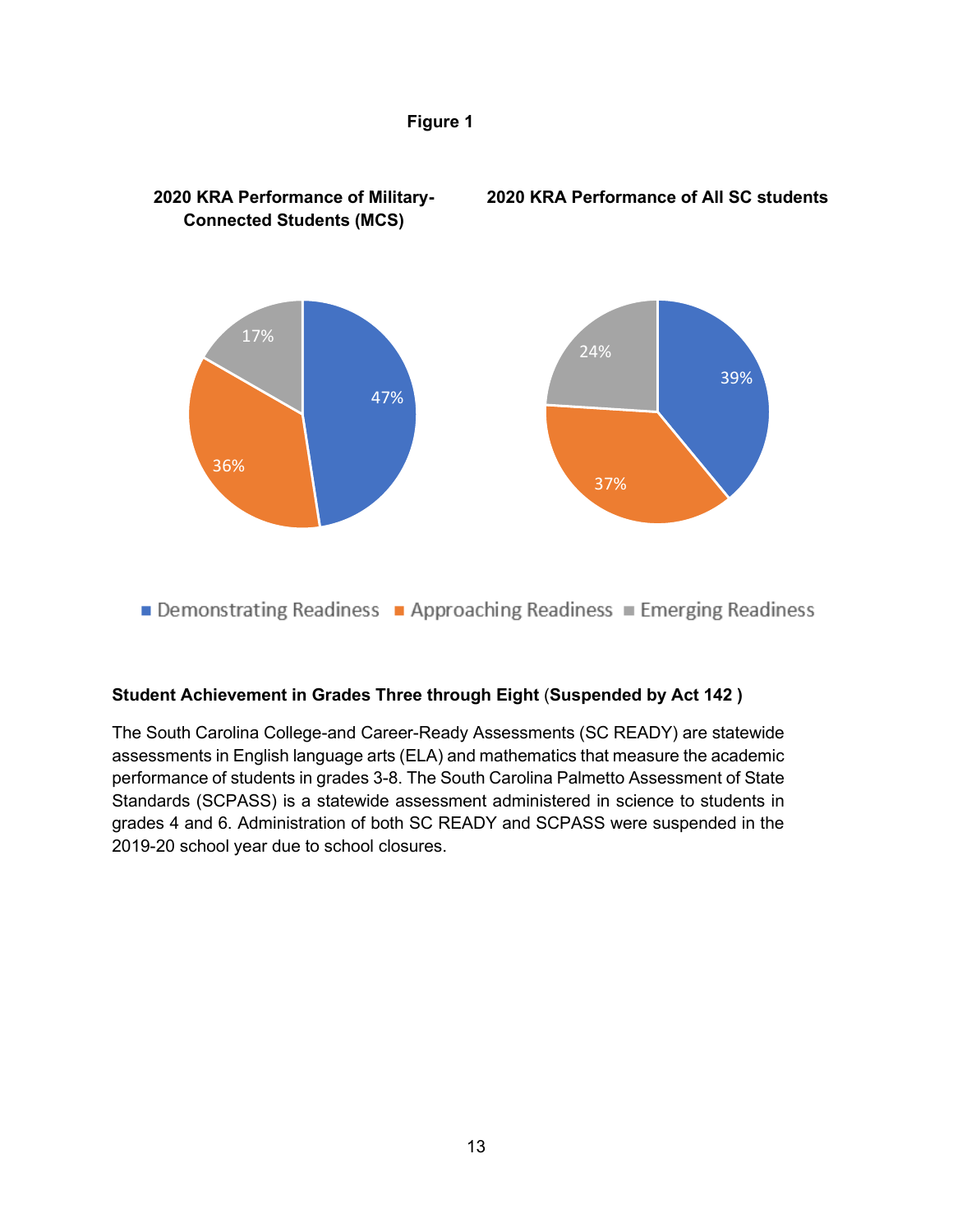**Figure 1**

**2020 KRA Performance of Military-Connected Students (MCS)**

| Category | Percent |
| --- | --- |
| Demonstrating Readiness | 47% |
| Approaching Readiness | 36% |
| Emerging Readiness | 17% |

**2020 KRA Performance of All SC students**

| Category | Percent |
| --- | --- |
| Demonstrating Readiness | 39% |
| Approaching Readiness | 37% |
| Emerging Readiness | 24% |

**Student Achievement in Grades Three through Eight** (**Suspended by Act 142** )

The South Carolina College-and Career-Ready Assessments (SC READY) are statewide assessments in English language arts (ELA) and mathematics that measure the academic performance of students in grades 3-8. The South Carolina Palmetto Assessment of State Standards (SCPASS) is a statewide assessment administered in science to students in grades 4 and 6. Administration of both SC READY and SCPASS were suspended in the 2019-20 school year due to school closures.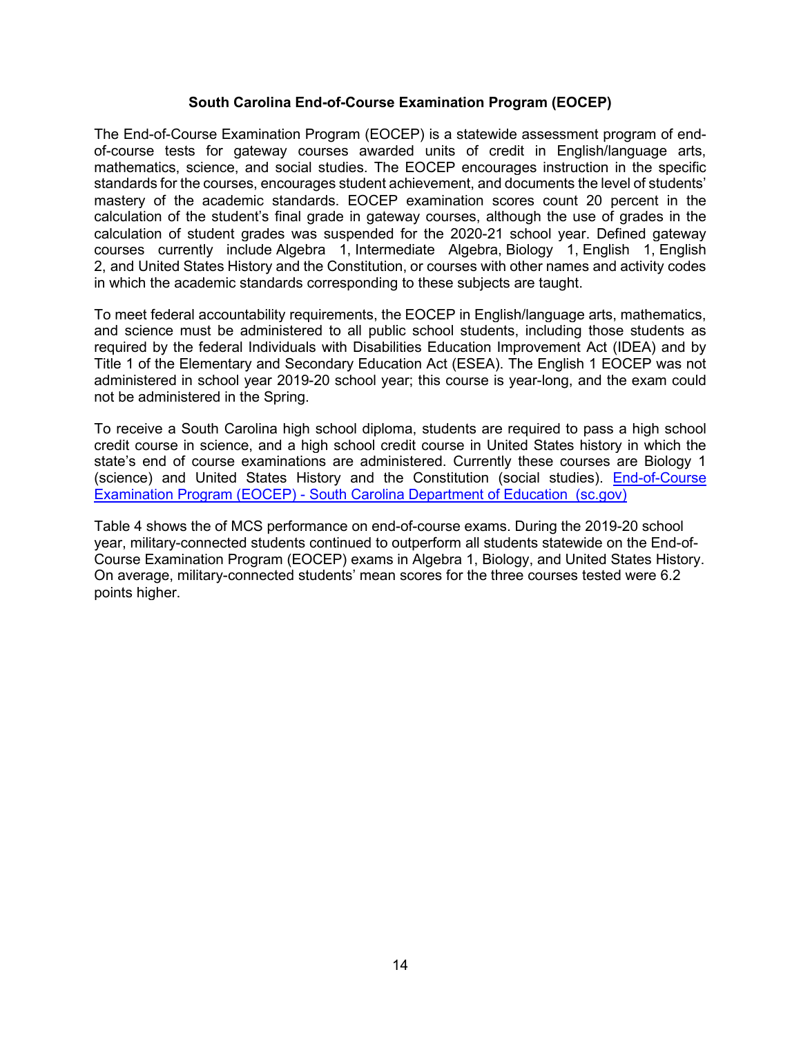## South Carolina End-of-Course Examination Program (EOCEP)

The End-of-Course Examination Program (EOCEP) is a statewide assessment program of end-of-course tests for gateway courses awarded units of credit in English/language arts, mathematics, science, and social studies. The EOCEP encourages instruction in the specific standards for the courses, encourages student achievement, and documents the level of students' mastery of the academic standards. EOCEP examination scores count 20 percent in the calculation of the student's final grade in gateway courses, although the use of grades in the calculation of student grades was suspended for the 2020-21 school year. Defined gateway courses currently include Algebra 1, Intermediate Algebra, Biology 1, English 1, English 2, and United States History and the Constitution, or courses with other names and activity codes in which the academic standards corresponding to these subjects are taught.

To meet federal accountability requirements, the EOCEP in English/language arts, mathematics, and science must be administered to all public school students, including those students as required by the federal Individuals with Disabilities Education Improvement Act (IDEA) and by Title 1 of the Elementary and Secondary Education Act (ESEA). The English 1 EOCEP was not administered in school year 2019-20 school year; this course is year-long, and the exam could not be administered in the Spring.

To receive a South Carolina high school diploma, students are required to pass a high school credit course in science, and a high school credit course in United States history in which the state's end of course examinations are administered. Currently these courses are Biology 1 (science) and United States History and the Constitution (social studies). [End-of-Course Examination Program (EOCEP) - South Carolina Department of Education (sc.gov)]

Table 4 shows the of MCS performance on end-of-course exams. During the 2019-20 school year, military-connected students continued to outperform all students statewide on the End-of-Course Examination Program (EOCEP) exams in Algebra 1, Biology, and United States History. On average, military-connected students' mean scores for the three courses tested were 6.2 points higher.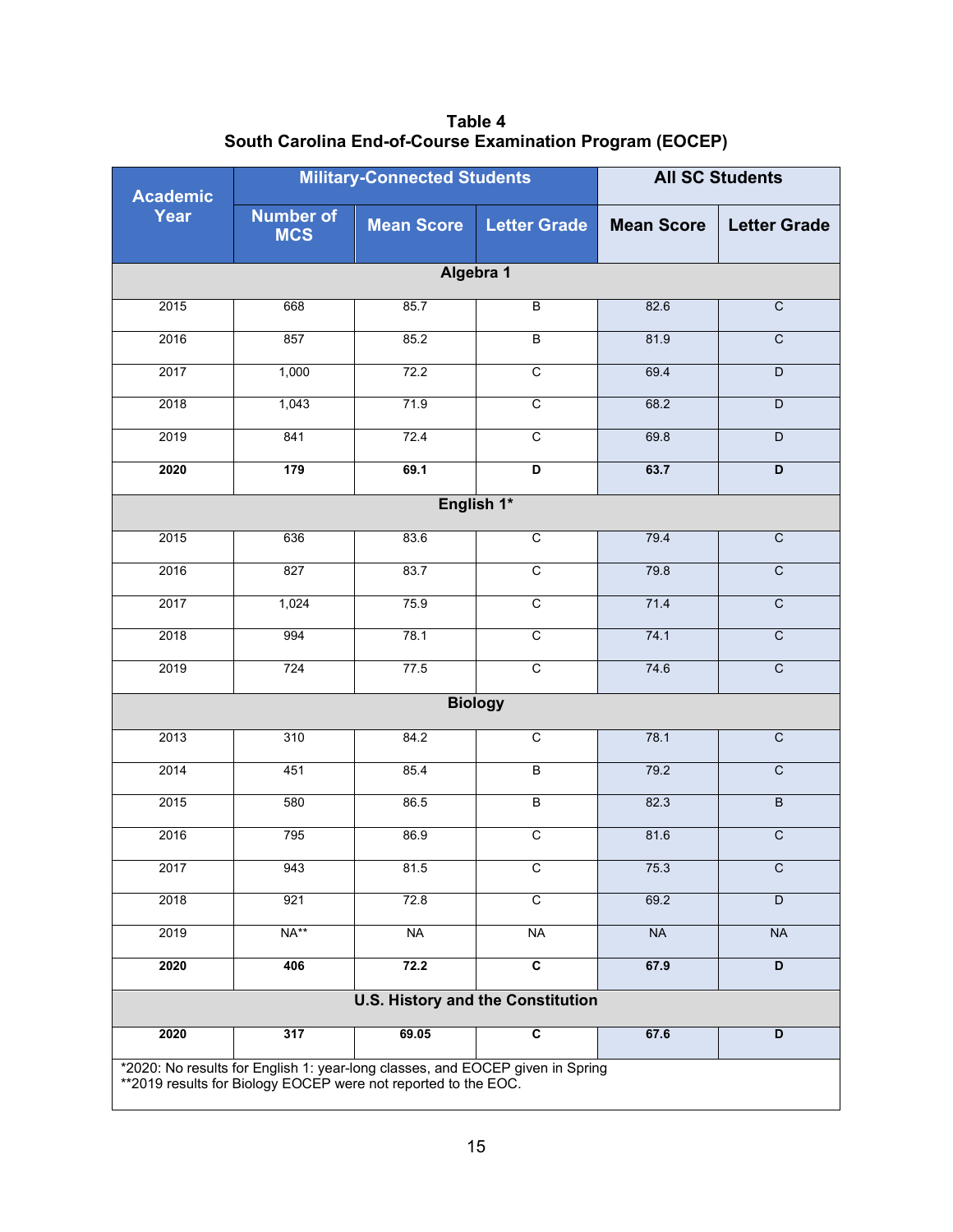**Table 4**
**South Carolina End-of-Course Examination Program (EOCEP)**

| Academic Year | Military-Connected Students | | | All SC Students | |
|---|---|---|---|---|---|
| | Number of MCS | Mean Score | Letter Grade | Mean Score | Letter Grade |
| **Algebra 1** | | | | | |
| 2015 | 668 | 85.7 | B | 82.6 | C |
| 2016 | 857 | 85.2 | B | 81.9 | C |
| 2017 | 1,000 | 72.2 | C | 69.4 | D |
| 2018 | 1,043 | 71.9 | C | 68.2 | D |
| 2019 | 841 | 72.4 | C | 69.8 | D |
| **2020** | **179** | **69.1** | **D** | **63.7** | **D** |
| **English 1*** | | | | | |
| 2015 | 636 | 83.6 | C | 79.4 | C |
| 2016 | 827 | 83.7 | C | 79.8 | C |
| 2017 | 1,024 | 75.9 | C | 71.4 | C |
| 2018 | 994 | 78.1 | C | 74.1 | C |
| 2019 | 724 | 77.5 | C | 74.6 | C |
| **Biology** | | | | | |
| 2013 | 310 | 84.2 | C | 78.1 | C |
| 2014 | 451 | 85.4 | B | 79.2 | C |
| 2015 | 580 | 86.5 | B | 82.3 | B |
| 2016 | 795 | 86.9 | C | 81.6 | C |
| 2017 | 943 | 81.5 | C | 75.3 | C |
| 2018 | 921 | 72.8 | C | 69.2 | D |
| 2019 | NA** | NA | NA | NA | NA |
| **2020** | **406** | **72.2** | **C** | **67.9** | **D** |
| **U.S. History and the Constitution** | | | | | |
| **2020** | **317** | **69.05** | **C** | **67.6** | **D** |

*2020: No results for English 1: year-long classes, and EOCEP given in Spring
**2019 results for Biology EOCEP were not reported to the EOC.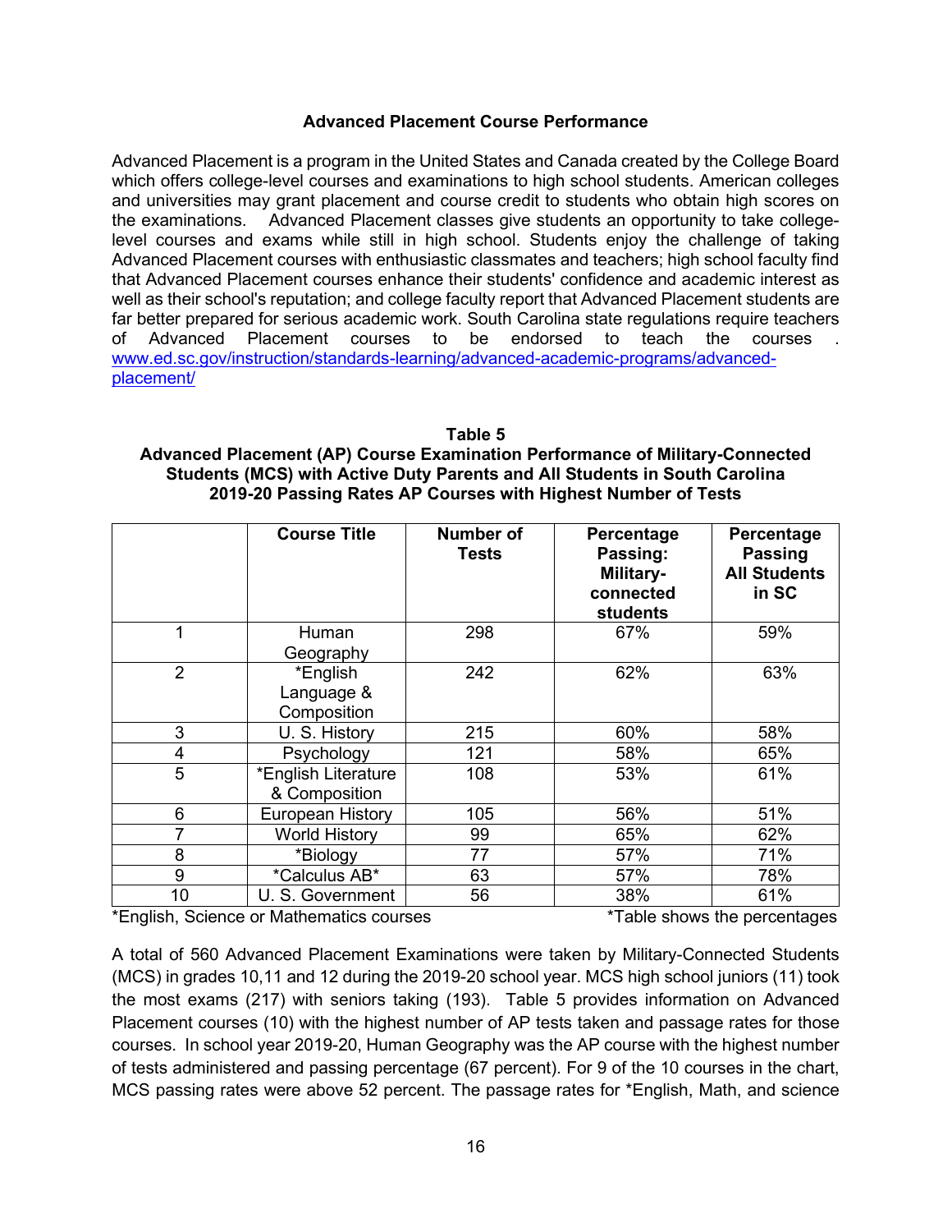### Advanced Placement Course Performance

Advanced Placement is a program in the United States and Canada created by the College Board which offers college-level courses and examinations to high school students. American colleges and universities may grant placement and course credit to students who obtain high scores on the examinations. Advanced Placement classes give students an opportunity to take college-level courses and exams while still in high school. Students enjoy the challenge of taking Advanced Placement courses with enthusiastic classmates and teachers; high school faculty find that Advanced Placement courses enhance their students' confidence and academic interest as well as their school's reputation; and college faculty report that Advanced Placement students are far better prepared for serious academic work. South Carolina state regulations require teachers of Advanced Placement courses to be endorsed to teach the courses . [www.ed.sc.gov/instruction/standards-learning/advanced-academic-programs/advanced-placement/](www.ed.sc.gov/instruction/standards-learning/advanced-academic-programs/advanced-placement/)

**Table 5**
**Advanced Placement (AP) Course Examination Performance of Military-Connected Students (MCS) with Active Duty Parents and All Students in South Carolina 2019-20 Passing Rates AP Courses with Highest Number of Tests**

| | Course Title | Number of Tests | Percentage Passing: Military-connected students | Percentage Passing All Students in SC |
|---|---|---|---|---|
| 1 | Human Geography | 298 | 67% | 59% |
| 2 | *English Language & Composition | 242 | 62% | 63% |
| 3 | U. S. History | 215 | 60% | 58% |
| 4 | Psychology | 121 | 58% | 65% |
| 5 | *English Literature & Composition | 108 | 53% | 61% |
| 6 | European History | 105 | 56% | 51% |
| 7 | World History | 99 | 65% | 62% |
| 8 | *Biology | 77 | 57% | 71% |
| 9 | *Calculus AB* | 63 | 57% | 78% |
| 10 | U. S. Government | 56 | 38% | 61% |

*English, Science or Mathematics courses *Table shows the percentages

A total of 560 Advanced Placement Examinations were taken by Military-Connected Students (MCS) in grades 10,11 and 12 during the 2019-20 school year. MCS high school juniors (11) took the most exams (217) with seniors taking (193). Table 5 provides information on Advanced Placement courses (10) with the highest number of AP tests taken and passage rates for those courses. In school year 2019-20, Human Geography was the AP course with the highest number of tests administered and passing percentage (67 percent). For 9 of the 10 courses in the chart, MCS passing rates were above 52 percent. The passage rates for *English, Math, and science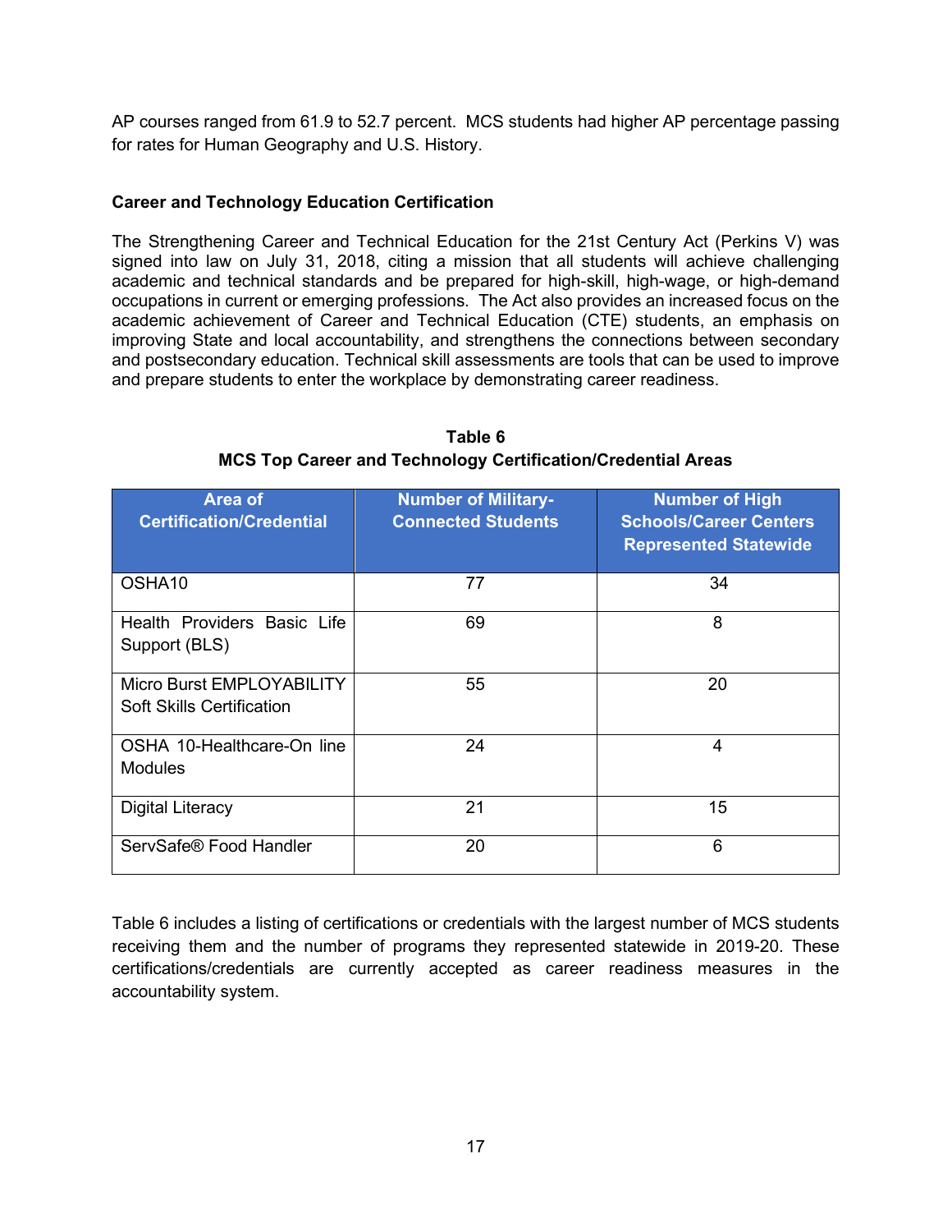AP courses ranged from 61.9 to 52.7 percent. MCS students had higher AP percentage passing for rates for Human Geography and U.S. History.

**Career and Technology Education Certification**

The Strengthening Career and Technical Education for the 21st Century Act (Perkins V) was signed into law on July 31, 2018, citing a mission that all students will achieve challenging academic and technical standards and be prepared for high-skill, high-wage, or high-demand occupations in current or emerging professions. The Act also provides an increased focus on the academic achievement of Career and Technical Education (CTE) students, an emphasis on improving State and local accountability, and strengthens the connections between secondary and postsecondary education. Technical skill assessments are tools that can be used to improve and prepare students to enter the workplace by demonstrating career readiness.

**Table 6**
**MCS Top Career and Technology Certification/Credential Areas**

| Area of Certification/Credential | Number of Military-Connected Students | Number of High Schools/Career Centers Represented Statewide |
|---|---|---|
| OSHA10 | 77 | 34 |
| Health Providers Basic Life Support (BLS) | 69 | 8 |
| Micro Burst EMPLOYABILITY Soft Skills Certification | 55 | 20 |
| OSHA 10-Healthcare-On line Modules | 24 | 4 |
| Digital Literacy | 21 | 15 |
| ServSafe® Food Handler | 20 | 6 |

Table 6 includes a listing of certifications or credentials with the largest number of MCS students receiving them and the number of programs they represented statewide in 2019-20. These certifications/credentials are currently accepted as career readiness measures in the accountability system.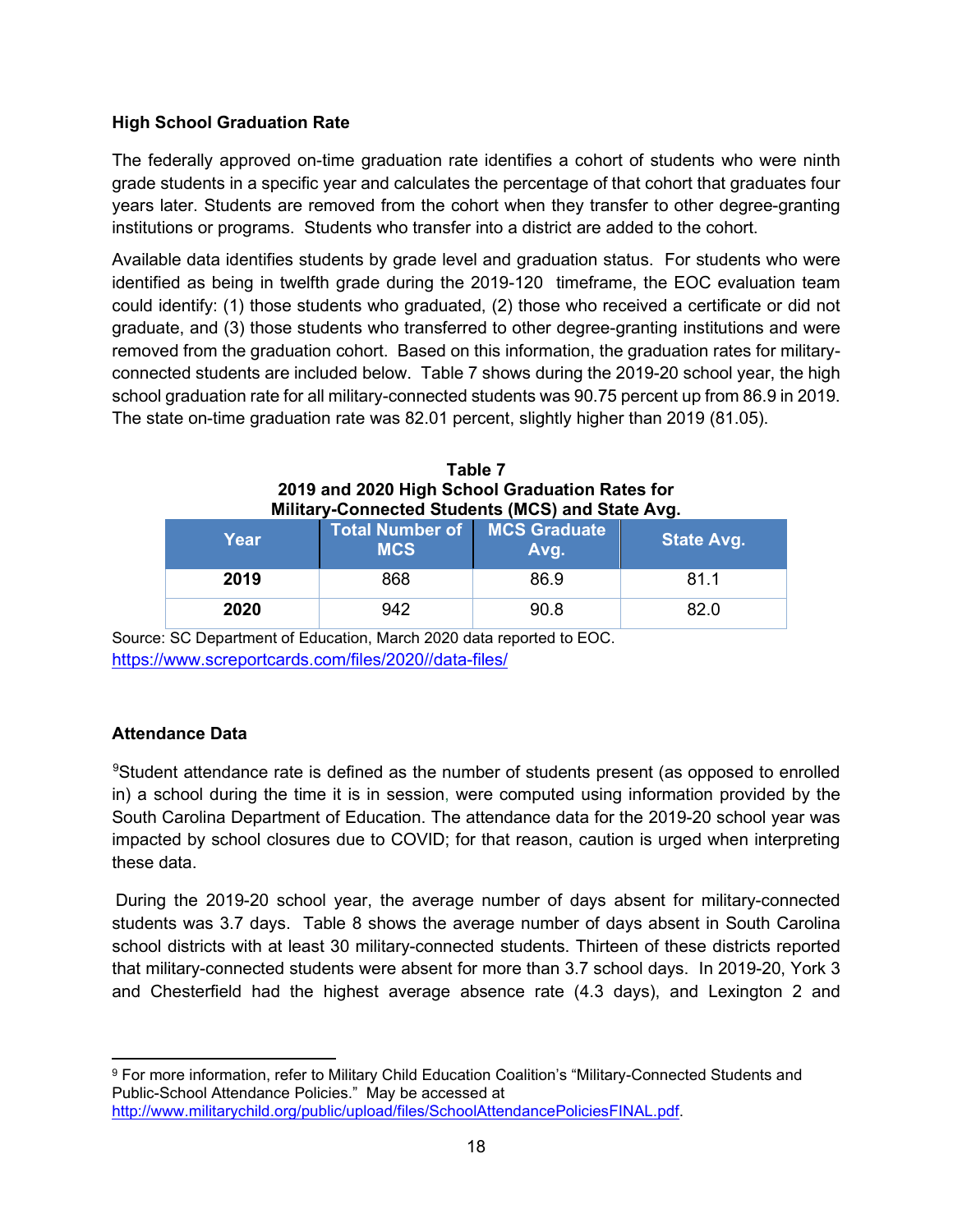### High School Graduation Rate

The federally approved on-time graduation rate identifies a cohort of students who were ninth grade students in a specific year and calculates the percentage of that cohort that graduates four years later. Students are removed from the cohort when they transfer to other degree-granting institutions or programs. Students who transfer into a district are added to the cohort.

Available data identifies students by grade level and graduation status. For students who were identified as being in twelfth grade during the 2019-120 timeframe, the EOC evaluation team could identify: (1) those students who graduated, (2) those who received a certificate or did not graduate, and (3) those students who transferred to other degree-granting institutions and were removed from the graduation cohort. Based on this information, the graduation rates for military-connected students are included below. Table 7 shows during the 2019-20 school year, the high school graduation rate for all military-connected students was 90.75 percent up from 86.9 in 2019. The state on-time graduation rate was 82.01 percent, slightly higher than 2019 (81.05).

**Table 7**
**2019 and 2020 High School Graduation Rates for Military-Connected Students (MCS) and State Avg.**

| Year | Total Number of MCS | MCS Graduate Avg. | State Avg. |
|---|---|---|---|
| **2019** | 868 | 86.9 | 81.1 |
| **2020** | 942 | 90.8 | 82.0 |

Source: SC Department of Education, March 2020 data reported to EOC.
https://www.screportcards.com/files/2020//data-files/

### Attendance Data

[9]Student attendance rate is defined as the number of students present (as opposed to enrolled in) a school during the time it is in session, were computed using information provided by the South Carolina Department of Education. The attendance data for the 2019-20 school year was impacted by school closures due to COVID; for that reason, caution is urged when interpreting these data.

During the 2019-20 school year, the average number of days absent for military-connected students was 3.7 days. Table 8 shows the average number of days absent in South Carolina school districts with at least 30 military-connected students. Thirteen of these districts reported that military-connected students were absent for more than 3.7 school days. In 2019-20, York 3 and Chesterfield had the highest average absence rate (4.3 days), and Lexington 2 and

[9] For more information, refer to Military Child Education Coalition's "Military-Connected Students and Public-School Attendance Policies." May be accessed at http://www.militarychild.org/public/upload/files/SchoolAttendancePoliciesFINAL.pdf.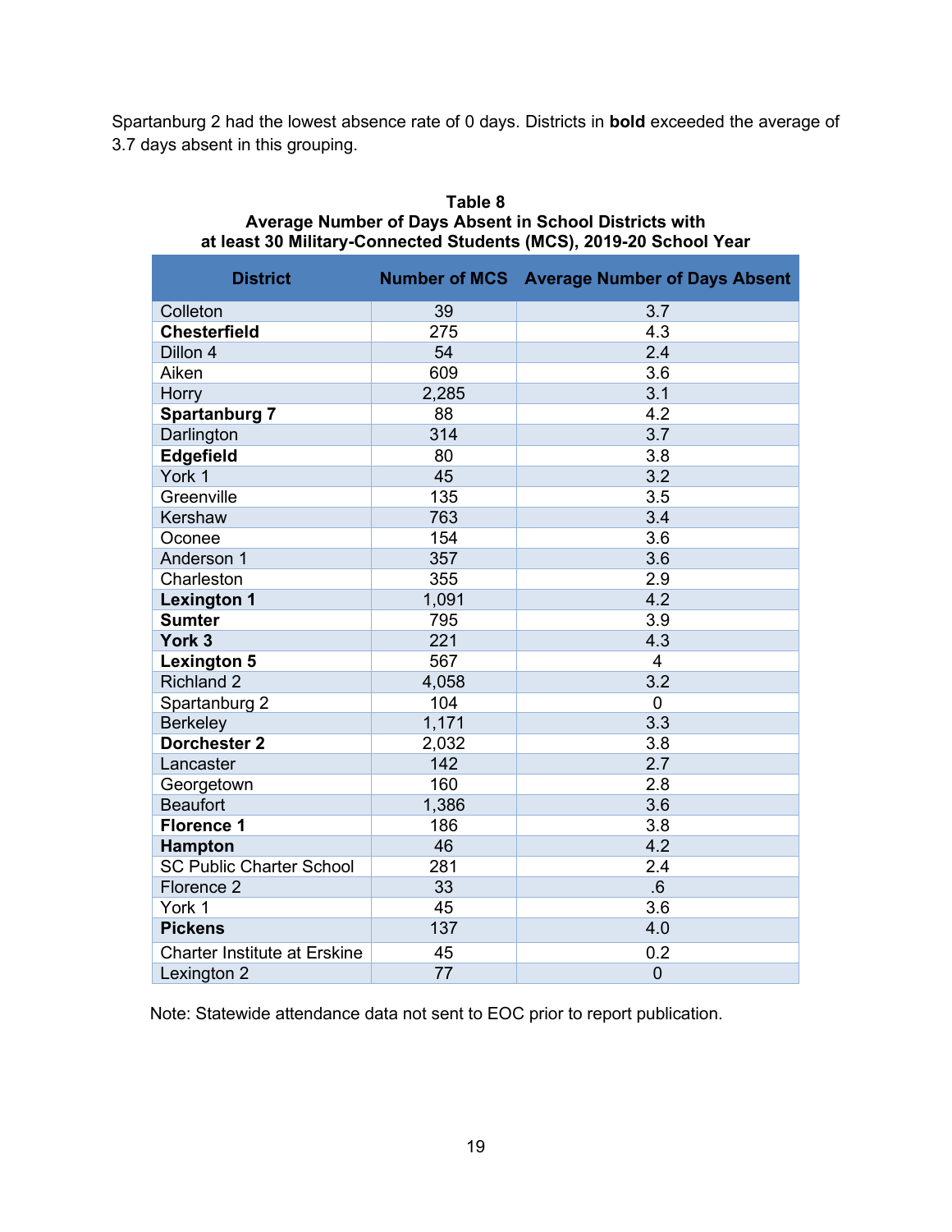Spartanburg 2 had the lowest absence rate of 0 days. Districts in **bold** exceeded the average of 3.7 days absent in this grouping.

**Table 8**
**Average Number of Days Absent in School Districts with at least 30 Military-Connected Students (MCS), 2019-20 School Year**

| District | Number of MCS | Average Number of Days Absent |
|---|---|---|
| Colleton | 39 | 3.7 |
| **Chesterfield** | 275 | 4.3 |
| Dillon 4 | 54 | 2.4 |
| Aiken | 609 | 3.6 |
| Horry | 2,285 | 3.1 |
| **Spartanburg 7** | 88 | 4.2 |
| Darlington | 314 | 3.7 |
| **Edgefield** | 80 | 3.8 |
| York 1 | 45 | 3.2 |
| Greenville | 135 | 3.5 |
| Kershaw | 763 | 3.4 |
| Oconee | 154 | 3.6 |
| Anderson 1 | 357 | 3.6 |
| Charleston | 355 | 2.9 |
| **Lexington 1** | 1,091 | 4.2 |
| **Sumter** | 795 | 3.9 |
| **York 3** | 221 | 4.3 |
| **Lexington 5** | 567 | 4 |
| Richland 2 | 4,058 | 3.2 |
| Spartanburg 2 | 104 | 0 |
| Berkeley | 1,171 | 3.3 |
| **Dorchester 2** | 2,032 | 3.8 |
| Lancaster | 142 | 2.7 |
| Georgetown | 160 | 2.8 |
| Beaufort | 1,386 | 3.6 |
| **Florence 1** | 186 | 3.8 |
| **Hampton** | 46 | 4.2 |
| SC Public Charter School | 281 | 2.4 |
| Florence 2 | 33 | .6 |
| York 1 | 45 | 3.6 |
| **Pickens** | 137 | 4.0 |
| Charter Institute at Erskine | 45 | 0.2 |
| Lexington 2 | 77 | 0 |

Note: Statewide attendance data not sent to EOC prior to report publication.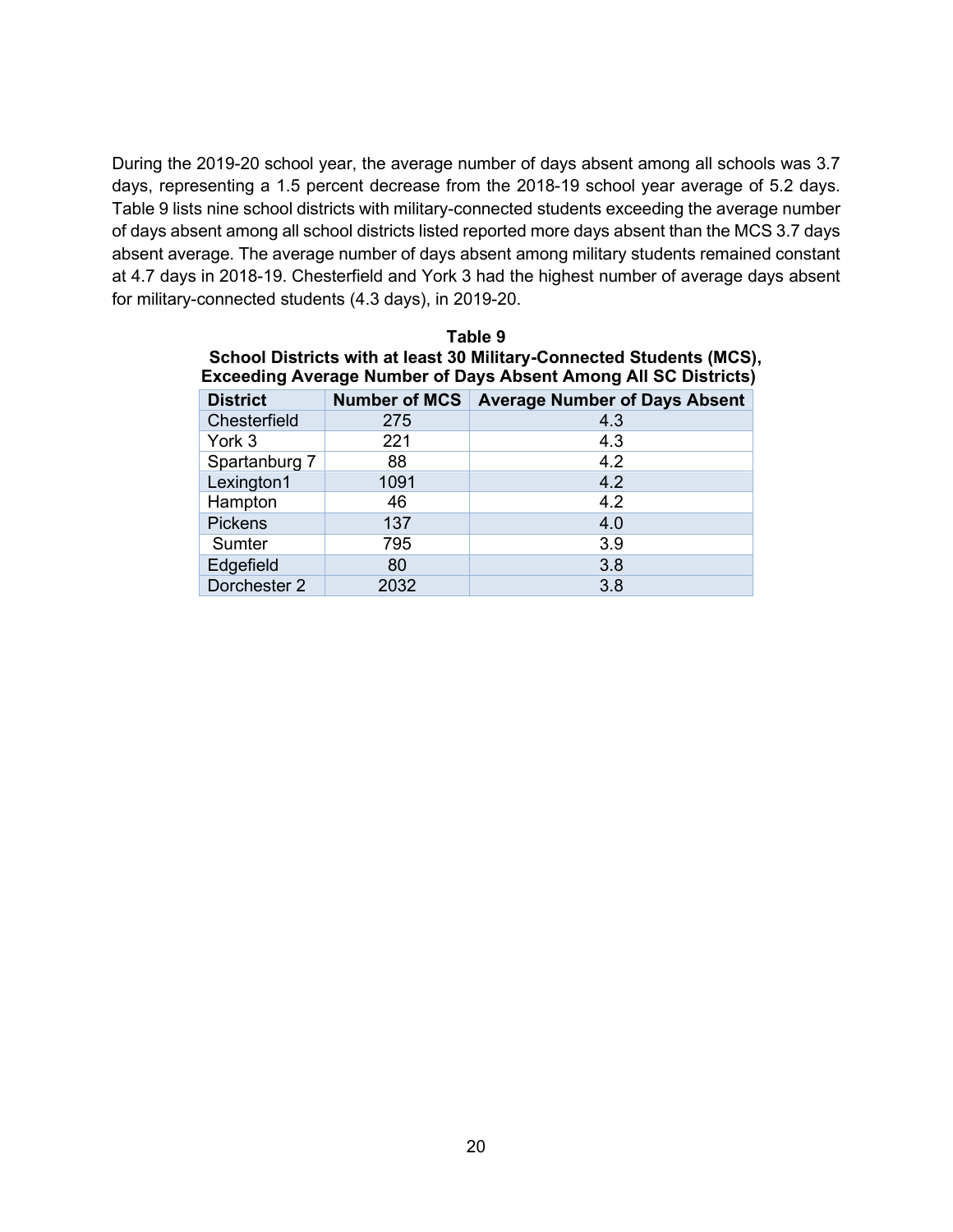During the 2019-20 school year, the average number of days absent among all schools was 3.7 days, representing a 1.5 percent decrease from the 2018-19 school year average of 5.2 days. Table 9 lists nine school districts with military-connected students exceeding the average number of days absent among all school districts listed reported more days absent than the MCS 3.7 days absent average. The average number of days absent among military students remained constant at 4.7 days in 2018-19. Chesterfield and York 3 had the highest number of average days absent for military-connected students (4.3 days), in 2019-20.

**Table 9**
**School Districts with at least 30 Military-Connected Students (MCS), Exceeding Average Number of Days Absent Among All SC Districts)**

| District | Number of MCS | Average Number of Days Absent |
|---|---|---|
| Chesterfield | 275 | 4.3 |
| York 3 | 221 | 4.3 |
| Spartanburg 7 | 88 | 4.2 |
| Lexington1 | 1091 | 4.2 |
| Hampton | 46 | 4.2 |
| Pickens | 137 | 4.0 |
| Sumter | 795 | 3.9 |
| Edgefield | 80 | 3.8 |
| Dorchester 2 | 2032 | 3.8 |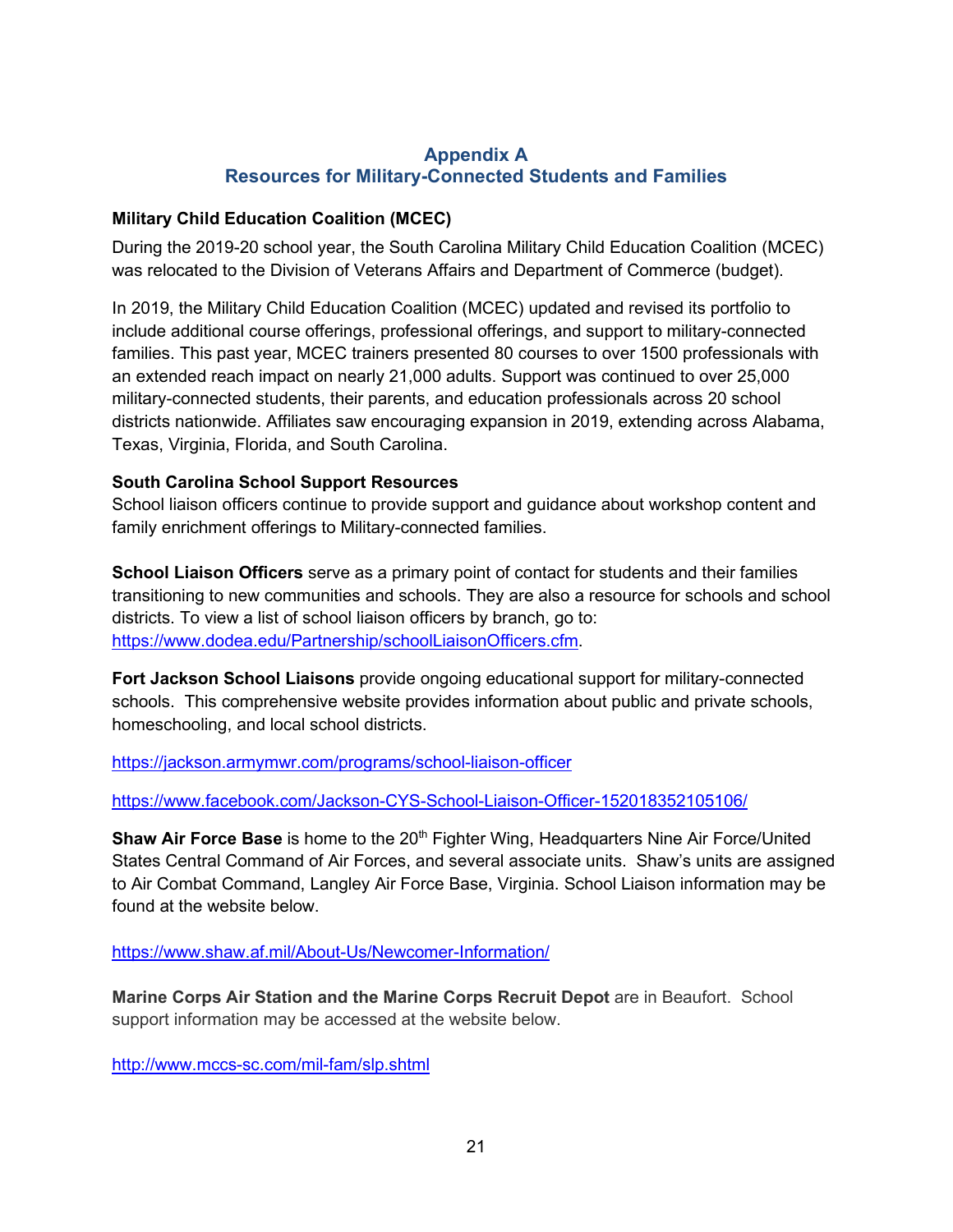# Appendix A
# Resources for Military-Connected Students and Families

**Military Child Education Coalition (MCEC)**

During the 2019-20 school year, the South Carolina Military Child Education Coalition (MCEC) was relocated to the Division of Veterans Affairs and Department of Commerce (budget).

In 2019, the Military Child Education Coalition (MCEC) updated and revised its portfolio to include additional course offerings, professional offerings, and support to military-connected families. This past year, MCEC trainers presented 80 courses to over 1500 professionals with an extended reach impact on nearly 21,000 adults. Support was continued to over 25,000 military-connected students, their parents, and education professionals across 20 school districts nationwide. Affiliates saw encouraging expansion in 2019, extending across Alabama, Texas, Virginia, Florida, and South Carolina.

**South Carolina School Support Resources**

School liaison officers continue to provide support and guidance about workshop content and family enrichment offerings to Military-connected families.

**School Liaison Officers** serve as a primary point of contact for students and their families transitioning to new communities and schools. They are also a resource for schools and school districts. To view a list of school liaison officers by branch, go to: https://www.dodea.edu/Partnership/schoolLiaisonOfficers.cfm.

**Fort Jackson School Liaisons** provide ongoing educational support for military-connected schools. This comprehensive website provides information about public and private schools, homeschooling, and local school districts.

https://jackson.armymwr.com/programs/school-liaison-officer

https://www.facebook.com/Jackson-CYS-School-Liaison-Officer-152018352105106/

**Shaw Air Force Base** is home to the 20th Fighter Wing, Headquarters Nine Air Force/United States Central Command of Air Forces, and several associate units. Shaw's units are assigned to Air Combat Command, Langley Air Force Base, Virginia. School Liaison information may be found at the website below.

https://www.shaw.af.mil/About-Us/Newcomer-Information/

**Marine Corps Air Station and the Marine Corps Recruit Depot** are in Beaufort. School support information may be accessed at the website below.

http://www.mccs-sc.com/mil-fam/slp.shtml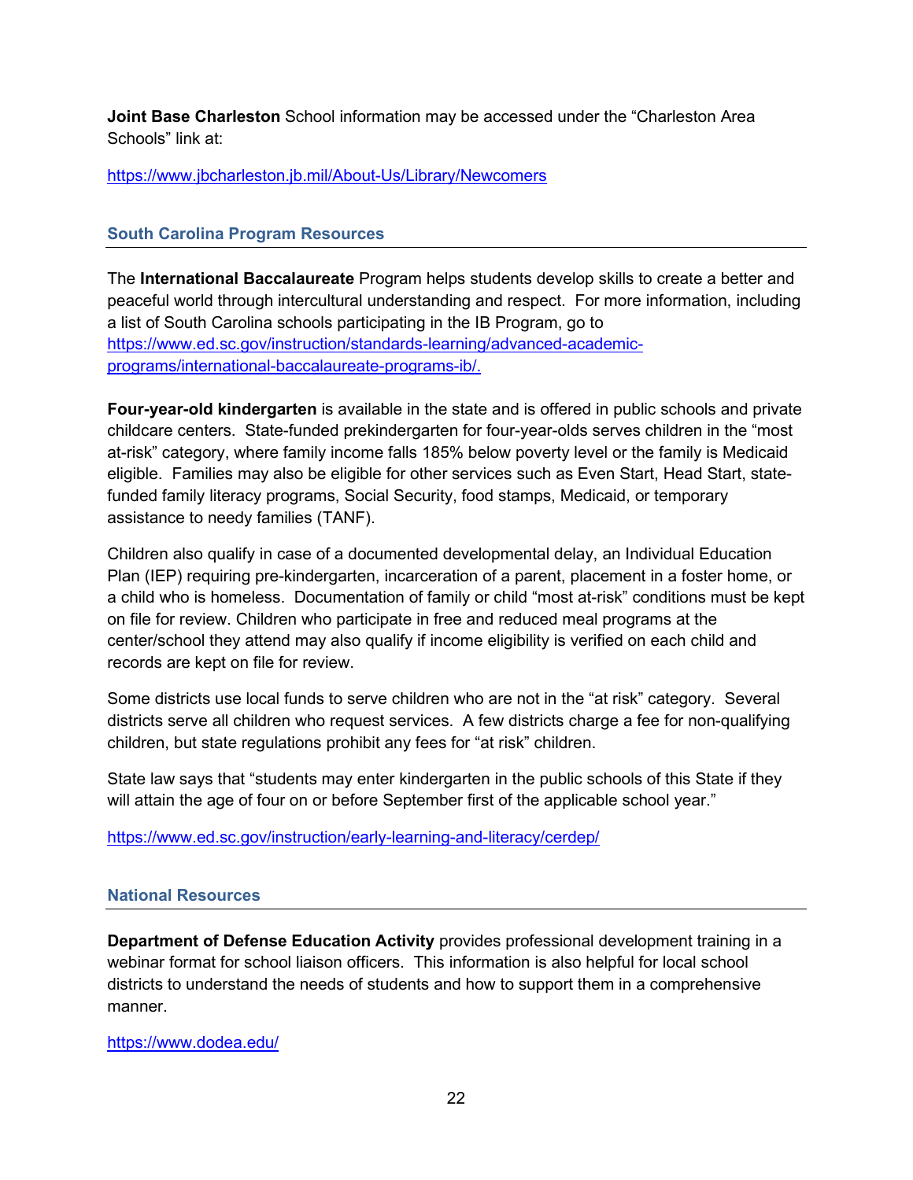**Joint Base Charleston** School information may be accessed under the "Charleston Area Schools" link at:

https://www.jbcharleston.jb.mil/About-Us/Library/Newcomers

## South Carolina Program Resources

The **International Baccalaureate** Program helps students develop skills to create a better and peaceful world through intercultural understanding and respect. For more information, including a list of South Carolina schools participating in the IB Program, go to https://www.ed.sc.gov/instruction/standards-learning/advanced-academic-programs/international-baccalaureate-programs-ib/.

**Four-year-old kindergarten** is available in the state and is offered in public schools and private childcare centers. State-funded prekindergarten for four-year-olds serves children in the "most at-risk" category, where family income falls 185% below poverty level or the family is Medicaid eligible. Families may also be eligible for other services such as Even Start, Head Start, state-funded family literacy programs, Social Security, food stamps, Medicaid, or temporary assistance to needy families (TANF).

Children also qualify in case of a documented developmental delay, an Individual Education Plan (IEP) requiring pre-kindergarten, incarceration of a parent, placement in a foster home, or a child who is homeless. Documentation of family or child "most at-risk" conditions must be kept on file for review. Children who participate in free and reduced meal programs at the center/school they attend may also qualify if income eligibility is verified on each child and records are kept on file for review.

Some districts use local funds to serve children who are not in the "at risk" category. Several districts serve all children who request services. A few districts charge a fee for non-qualifying children, but state regulations prohibit any fees for "at risk" children.

State law says that "students may enter kindergarten in the public schools of this State if they will attain the age of four on or before September first of the applicable school year."

https://www.ed.sc.gov/instruction/early-learning-and-literacy/cerdep/

## National Resources

**Department of Defense Education Activity** provides professional development training in a webinar format for school liaison officers. This information is also helpful for local school districts to understand the needs of students and how to support them in a comprehensive manner.

https://www.dodea.edu/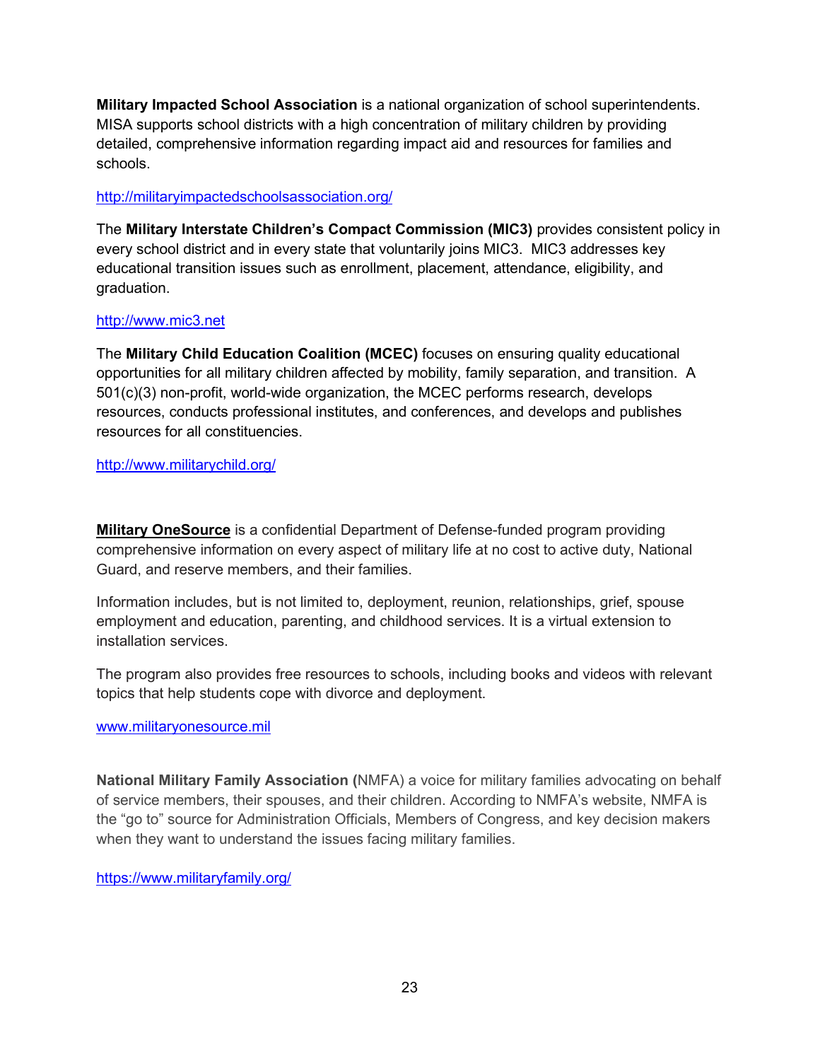**Military Impacted School Association** is a national organization of school superintendents. MISA supports school districts with a high concentration of military children by providing detailed, comprehensive information regarding impact aid and resources for families and schools.

http://militaryimpactedschoolsassociation.org/

The **Military Interstate Children's Compact Commission (MIC3)** provides consistent policy in every school district and in every state that voluntarily joins MIC3. MIC3 addresses key educational transition issues such as enrollment, placement, attendance, eligibility, and graduation.

http://www.mic3.net

The **Military Child Education Coalition (MCEC)** focuses on ensuring quality educational opportunities for all military children affected by mobility, family separation, and transition. A 501(c)(3) non-profit, world-wide organization, the MCEC performs research, develops resources, conducts professional institutes, and conferences, and develops and publishes resources for all constituencies.

http://www.militarychild.org/

**Military OneSource** is a confidential Department of Defense-funded program providing comprehensive information on every aspect of military life at no cost to active duty, National Guard, and reserve members, and their families.

Information includes, but is not limited to, deployment, reunion, relationships, grief, spouse employment and education, parenting, and childhood services. It is a virtual extension to installation services.

The program also provides free resources to schools, including books and videos with relevant topics that help students cope with divorce and deployment.

www.militaryonesource.mil

**National Military Family Association (**NMFA) a voice for military families advocating on behalf of service members, their spouses, and their children. According to NMFA's website, NMFA is the "go to" source for Administration Officials, Members of Congress, and key decision makers when they want to understand the issues facing military families.

https://www.militaryfamily.org/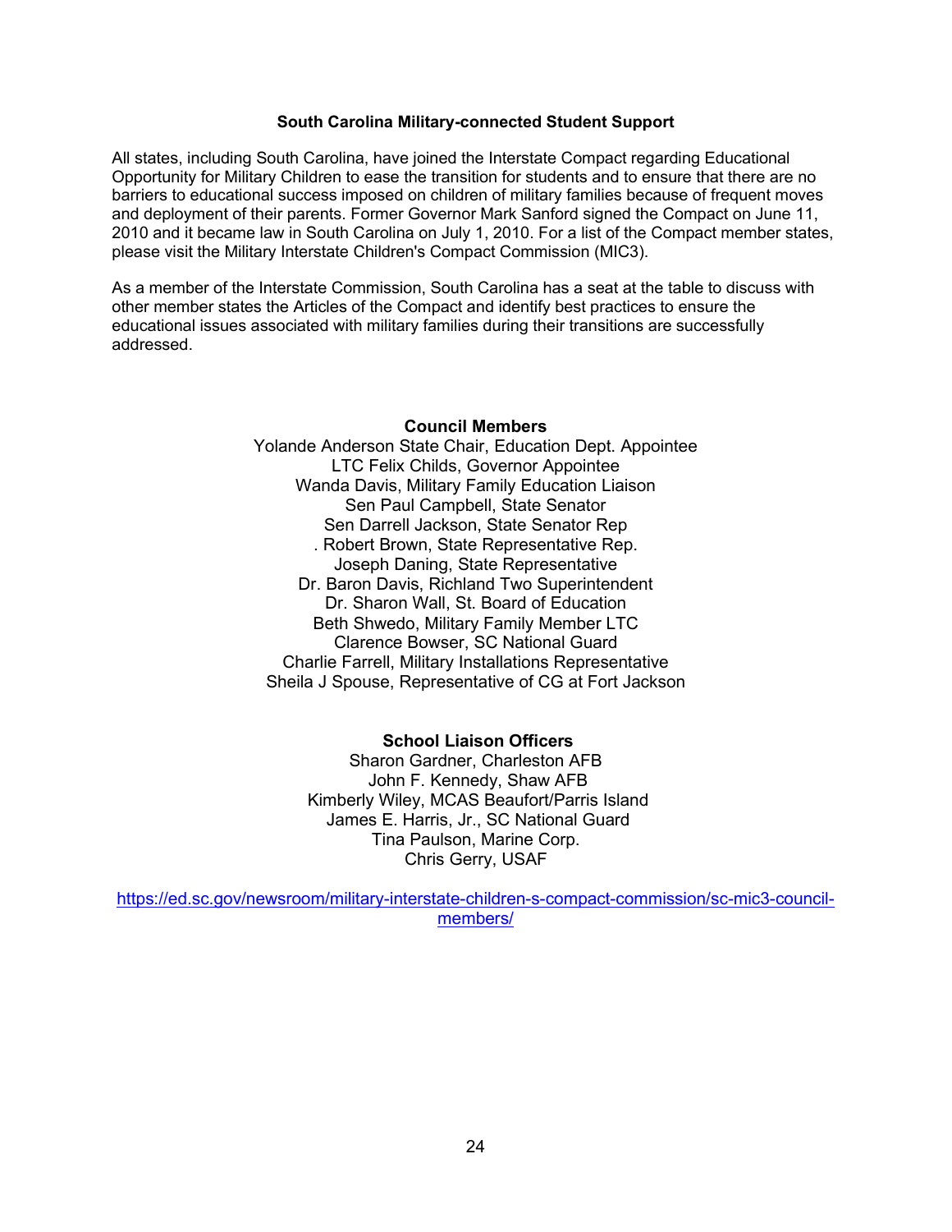## South Carolina Military-connected Student Support

All states, including South Carolina, have joined the Interstate Compact regarding Educational Opportunity for Military Children to ease the transition for students and to ensure that there are no barriers to educational success imposed on children of military families because of frequent moves and deployment of their parents. Former Governor Mark Sanford signed the Compact on June 11, 2010 and it became law in South Carolina on July 1, 2010. For a list of the Compact member states, please visit the Military Interstate Children's Compact Commission (MIC3).

As a member of the Interstate Commission, South Carolina has a seat at the table to discuss with other member states the Articles of the Compact and identify best practices to ensure the educational issues associated with military families during their transitions are successfully addressed.

### Council Members

Yolande Anderson State Chair, Education Dept. Appointee
LTC Felix Childs, Governor Appointee
Wanda Davis, Military Family Education Liaison
Sen Paul Campbell, State Senator
Sen Darrell Jackson, State Senator Rep
. Robert Brown, State Representative Rep.
Joseph Daning, State Representative
Dr. Baron Davis, Richland Two Superintendent
Dr. Sharon Wall, St. Board of Education
Beth Shwedo, Military Family Member LTC
Clarence Bowser, SC National Guard
Charlie Farrell, Military Installations Representative
Sheila J Spouse, Representative of CG at Fort Jackson

### School Liaison Officers

Sharon Gardner, Charleston AFB
John F. Kennedy, Shaw AFB
Kimberly Wiley, MCAS Beaufort/Parris Island
James E. Harris, Jr., SC National Guard
Tina Paulson, Marine Corp.
Chris Gerry, USAF

https://ed.sc.gov/newsroom/military-interstate-children-s-compact-commission/sc-mic3-council-members/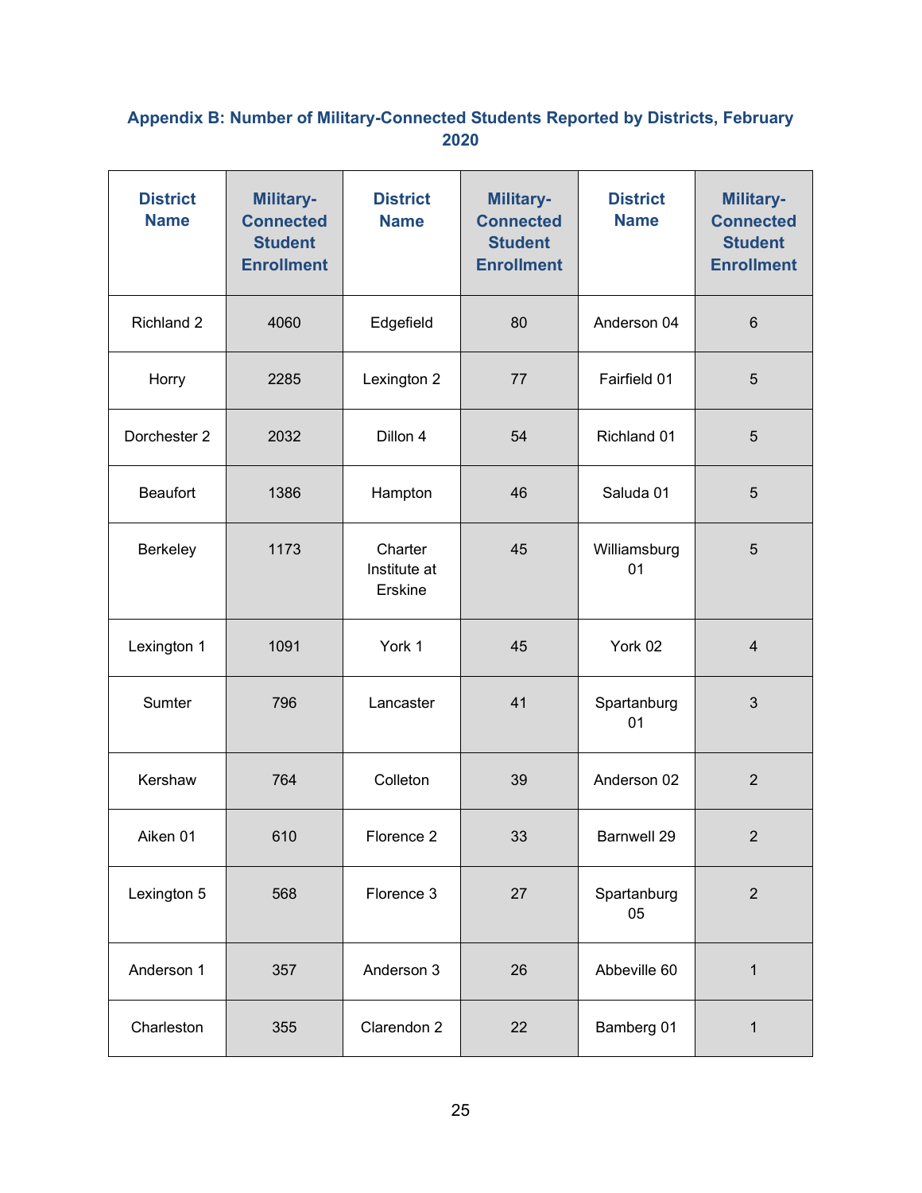### Appendix B: Number of Military-Connected Students Reported by Districts, February 2020

| District Name | Military-Connected Student Enrollment | District Name | Military-Connected Student Enrollment | District Name | Military-Connected Student Enrollment |
|---|---|---|---|---|---|
| Richland 2 | 4060 | Edgefield | 80 | Anderson 04 | 6 |
| Horry | 2285 | Lexington 2 | 77 | Fairfield 01 | 5 |
| Dorchester 2 | 2032 | Dillon 4 | 54 | Richland 01 | 5 |
| Beaufort | 1386 | Hampton | 46 | Saluda 01 | 5 |
| Berkeley | 1173 | Charter Institute at Erskine | 45 | Williamsburg 01 | 5 |
| Lexington 1 | 1091 | York 1 | 45 | York 02 | 4 |
| Sumter | 796 | Lancaster | 41 | Spartanburg 01 | 3 |
| Kershaw | 764 | Colleton | 39 | Anderson 02 | 2 |
| Aiken 01 | 610 | Florence 2 | 33 | Barnwell 29 | 2 |
| Lexington 5 | 568 | Florence 3 | 27 | Spartanburg 05 | 2 |
| Anderson 1 | 357 | Anderson 3 | 26 | Abbeville 60 | 1 |
| Charleston | 355 | Clarendon 2 | 22 | Bamberg 01 | 1 |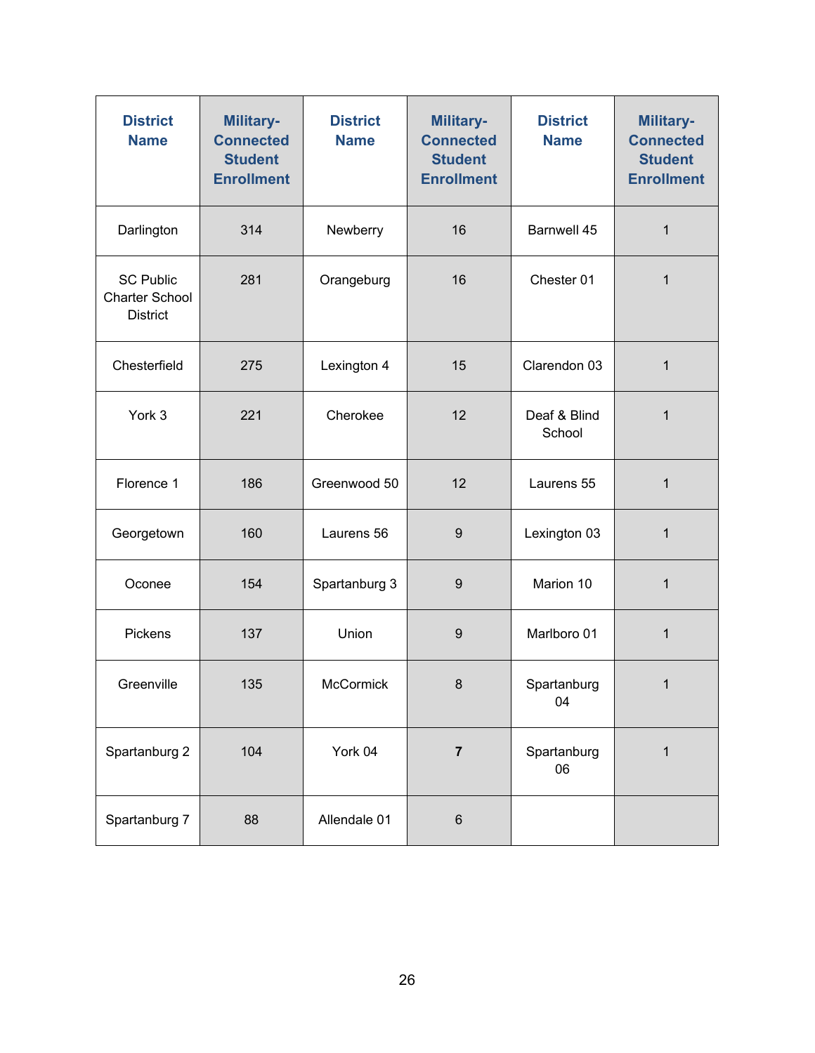| District Name | Military-Connected Student Enrollment | District Name | Military-Connected Student Enrollment | District Name | Military-Connected Student Enrollment |
|---|---|---|---|---|---|
| Darlington | 314 | Newberry | 16 | Barnwell 45 | 1 |
| SC Public Charter School District | 281 | Orangeburg | 16 | Chester 01 | 1 |
| Chesterfield | 275 | Lexington 4 | 15 | Clarendon 03 | 1 |
| York 3 | 221 | Cherokee | 12 | Deaf & Blind School | 1 |
| Florence 1 | 186 | Greenwood 50 | 12 | Laurens 55 | 1 |
| Georgetown | 160 | Laurens 56 | 9 | Lexington 03 | 1 |
| Oconee | 154 | Spartanburg 3 | 9 | Marion 10 | 1 |
| Pickens | 137 | Union | 9 | Marlboro 01 | 1 |
| Greenville | 135 | McCormick | 8 | Spartanburg 04 | 1 |
| Spartanburg 2 | 104 | York 04 | **7** | Spartanburg 06 | 1 |
| Spartanburg 7 | 88 | Allendale 01 | 6 | | |